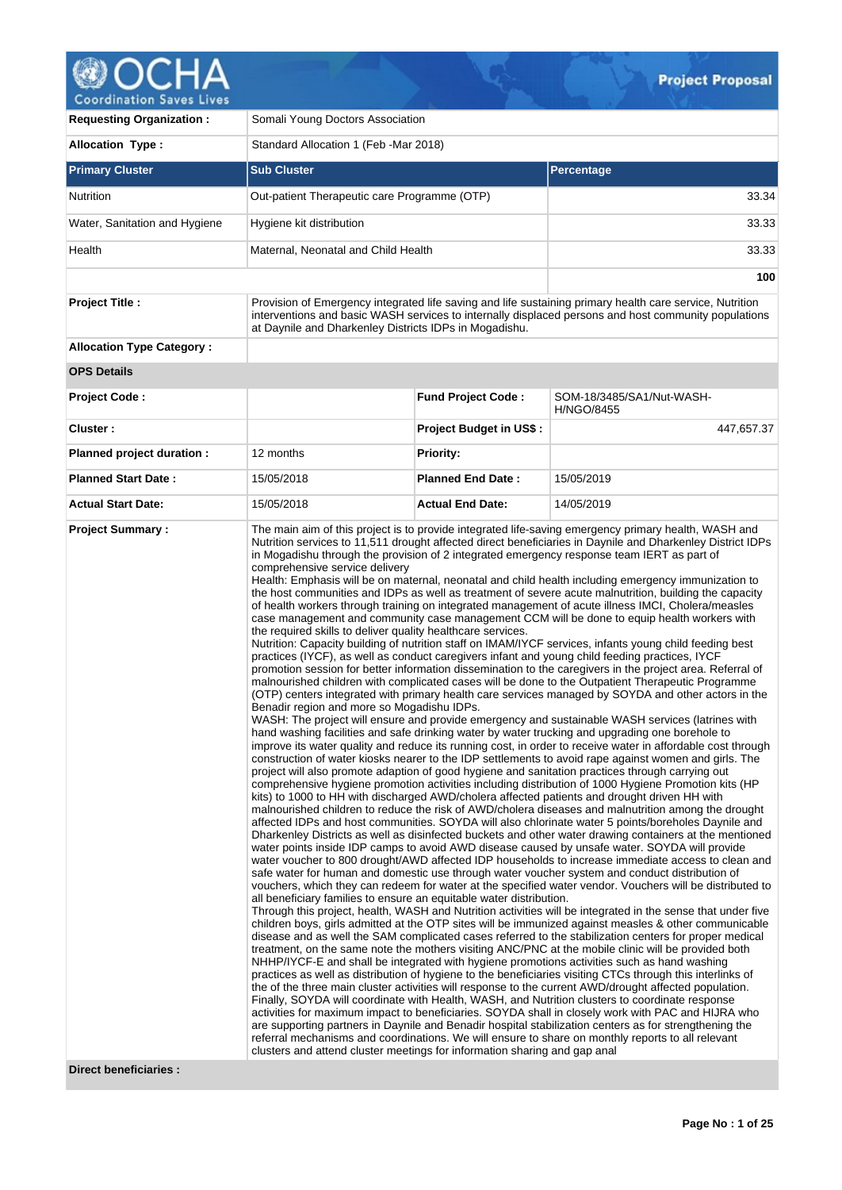# Project Proposal

| | |
|---|---|
| **Requesting Organization :** | Somali Young Doctors Association |
| **Allocation Type :** | Standard Allocation 1 (Feb -Mar 2018) |

| **Primary Cluster** | **Sub Cluster** | **Percentage** |
|---|---|---|
| Nutrition | Out-patient Therapeutic care Programme (OTP) | 33.34 |
| Water, Sanitation and Hygiene | Hygiene kit distribution | 33.33 |
| Health | Maternal, Neonatal and Child Health | 33.33 |
| | | **100** |

| | |
|---|---|
| **Project Title :** | Provision of Emergency integrated life saving and life sustaining primary health care service, Nutrition interventions and basic WASH services to internally displaced persons and host community populations at Daynile and Dharkenley Districts IDPs in Mogadishu. |
| **Allocation Type Category :** | |

**OPS Details**

| | | | |
|---|---|---|---|
| **Project Code :** | | **Fund Project Code :** | SOM-18/3485/SA1/Nut-WASH-H/NGO/8455 |
| **Cluster :** | | **Project Budget in US$ :** | 447,657.37 |
| **Planned project duration :** | 12 months | **Priority:** | |
| **Planned Start Date :** | 15/05/2018 | **Planned End Date :** | 15/05/2019 |
| **Actual Start Date:** | 15/05/2018 | **Actual End Date:** | 14/05/2019 |

**Project Summary :**

The main aim of this project is to provide integrated life-saving emergency primary health, WASH and Nutrition services to 11,511 drought affected direct beneficiaries in Daynile and Dharkenley District IDPs in Mogadishu through the provision of 2 integrated emergency response team IERT as part of comprehensive service delivery

Health: Emphasis will be on maternal, neonatal and child health including emergency immunization to the host communities and IDPs as well as treatment of severe acute malnutrition, building the capacity of health workers through training on integrated management of acute illness IMCI, Cholera/measles case management and community case management CCM will be done to equip health workers with the required skills to deliver quality healthcare services.

Nutrition: Capacity building of nutrition staff on IMAM/IYCF services, infants young child feeding best practices (IYCF), as well as conduct caregivers infant and young child feeding practices, IYCF promotion session for better information dissemination to the caregivers in the project area. Referral of malnourished children with complicated cases will be done to the Outpatient Therapeutic Programme (OTP) centers integrated with primary health care services managed by SOYDA and other actors in the Benadir region and more so Mogadishu IDPs.

WASH: The project will ensure and provide emergency and sustainable WASH services (latrines with hand washing facilities and safe drinking water by water trucking and upgrading one borehole to improve its water quality and reduce its running cost, in order to receive water in affordable cost through construction of water kiosks nearer to the IDP settlements to avoid rape against women and girls. The project will also promote adaption of good hygiene and sanitation practices through carrying out comprehensive hygiene promotion activities including distribution of 1000 Hygiene Promotion kits (HP kits) to 1000 to HH with discharged AWD/cholera affected patients and drought driven HH with malnourished children to reduce the risk of AWD/cholera diseases and malnutrition among the drought affected IDPs and host communities. SOYDA will also chlorinate water 5 points/boreholes Daynile and Dharkenley Districts as well as disinfected buckets and other water drawing containers at the mentioned water points inside IDP camps to avoid AWD disease caused by unsafe water. SOYDA will provide water voucher to 800 drought/AWD affected IDP households to increase immediate access to clean and safe water for human and domestic use through water voucher system and conduct distribution of vouchers, which they can redeem for water at the specified water vendor. Vouchers will be distributed to all beneficiary families to ensure an equitable water distribution.

Through this project, health, WASH and Nutrition activities will be integrated in the sense that under five children boys, girls admitted at the OTP sites will be immunized against measles & other communicable disease and as well the SAM complicated cases referred to the stabilization centers for proper medical treatment, on the same note the mothers visiting ANC/PNC at the mobile clinic will be provided both NHHP/IYCF-E and shall be integrated with hygiene promotions activities such as hand washing practices as well as distribution of hygiene to the beneficiaries visiting CTCs through this interlinks of the of the three main cluster activities will response to the current AWD/drought affected population. Finally, SOYDA will coordinate with Health, WASH, and Nutrition clusters to coordinate response activities for maximum impact to beneficiaries. SOYDA shall in closely work with PAC and HIJRA who are supporting partners in Daynile and Benadir hospital stabilization centers as for strengthening the referral mechanisms and coordinations. We will ensure to share on monthly reports to all relevant clusters and attend cluster meetings for information sharing and gap anal

**Direct beneficiaries :**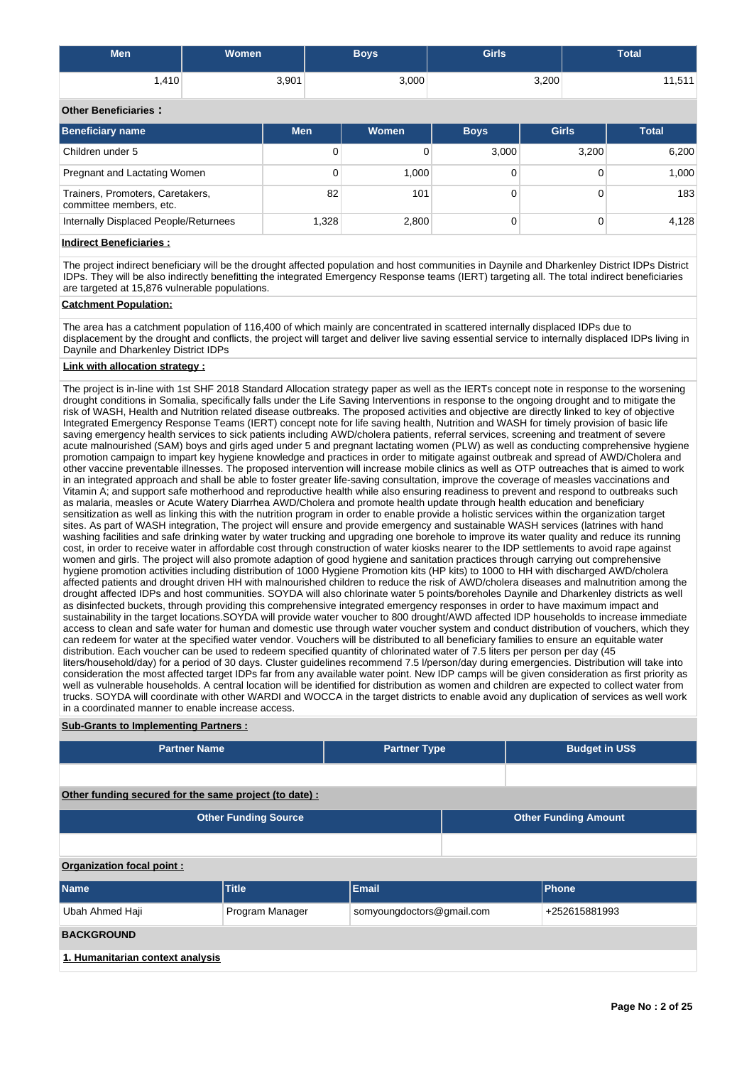| Men | Women | Boys | Girls | Total |
|---|---|---|---|---|
| 1,410 | 3,901 | 3,000 | 3,200 | 11,511 |

**Other Beneficiaries :**

| Beneficiary name | Men | Women | Boys | Girls | Total |
|---|---|---|---|---|---|
| Children under 5 | 0 | 0 | 3,000 | 3,200 | 6,200 |
| Pregnant and Lactating Women | 0 | 1,000 | 0 | 0 | 1,000 |
| Trainers, Promoters, Caretakers, committee members, etc. | 82 | 101 | 0 | 0 | 183 |
| Internally Displaced People/Returnees | 1,328 | 2,800 | 0 | 0 | 4,128 |

**Indirect Beneficiaries :**

The project indirect beneficiary will be the drought affected population and host communities in Daynile and Dharkenley District IDPs District IDPs. They will be also indirectly benefitting the integrated Emergency Response teams (IERT) targeting all. The total indirect beneficiaries are targeted at 15,876 vulnerable populations.

**Catchment Population:**

The area has a catchment population of 116,400 of which mainly are concentrated in scattered internally displaced IDPs due to displacement by the drought and conflicts, the project will target and deliver live saving essential service to internally displaced IDPs living in Daynile and Dharkenley District IDPs

**Link with allocation strategy :**

The project is in-line with 1st SHF 2018 Standard Allocation strategy paper as well as the IERTs concept note in response to the worsening drought conditions in Somalia, specifically falls under the Life Saving Interventions in response to the ongoing drought and to mitigate the risk of WASH, Health and Nutrition related disease outbreaks. The proposed activities and objective are directly linked to key of objective Integrated Emergency Response Teams (IERT) concept note for life saving health, Nutrition and WASH for timely provision of basic life saving emergency health services to sick patients including AWD/cholera patients, referral services, screening and treatment of severe acute malnourished (SAM) boys and girls aged under 5 and pregnant lactating women (PLW) as well as conducting comprehensive hygiene promotion campaign to impart key hygiene knowledge and practices in order to mitigate against outbreak and spread of AWD/Cholera and other vaccine preventable illnesses. The proposed intervention will increase mobile clinics as well as OTP outreaches that is aimed to work in an integrated approach and shall be able to foster greater life-saving consultation, improve the coverage of measles vaccinations and Vitamin A; and support safe motherhood and reproductive health while also ensuring readiness to prevent and respond to outbreaks such as malaria, measles or Acute Watery Diarrhea AWD/Cholera and promote health update through health education and beneficiary sensitization as well as linking this with the nutrition program in order to enable provide a holistic services within the organization target sites. As part of WASH integration, The project will ensure and provide emergency and sustainable WASH services (latrines with hand washing facilities and safe drinking water by water trucking and upgrading one borehole to improve its water quality and reduce its running cost, in order to receive water in affordable cost through construction of water kiosks nearer to the IDP settlements to avoid rape against women and girls. The project will also promote adaption of good hygiene and sanitation practices through carrying out comprehensive hygiene promotion activities including distribution of 1000 Hygiene Promotion kits (HP kits) to 1000 to HH with discharged AWD/cholera affected patients and drought driven HH with malnourished children to reduce the risk of AWD/cholera diseases and malnutrition among the drought affected IDPs and host communities. SOYDA will also chlorinate water 5 points/boreholes Daynile and Dharkenley districts as well as disinfected buckets, through providing this comprehensive integrated emergency responses in order to have maximum impact and sustainability in the target locations.SOYDA will provide water voucher to 800 drought/AWD affected IDP households to increase immediate access to clean and safe water for human and domestic use through water voucher system and conduct distribution of vouchers, which they can redeem for water at the specified water vendor. Vouchers will be distributed to all beneficiary families to ensure an equitable water distribution. Each voucher can be used to redeem specified quantity of chlorinated water of 7.5 liters per person per day (45 liters/household/day) for a period of 30 days. Cluster guidelines recommend 7.5 l/person/day during emergencies. Distribution will take into consideration the most affected target IDPs far from any available water point. New IDP camps will be given consideration as first priority as well as vulnerable households. A central location will be identified for distribution as women and children are expected to collect water from trucks. SOYDA will coordinate with other WARDI and WOCCA in the target districts to enable avoid any duplication of services as well work in a coordinated manner to enable increase access.

**Sub-Grants to Implementing Partners :**

| Partner Name | Partner Type | Budget in US$ |
|---|---|---|
| | | |

**Other funding secured for the same project (to date) :**

| Other Funding Source | Other Funding Amount |
|---|---|
| | |

**Organization focal point :**

| Name | Title | Email | Phone |
|---|---|---|---|
| Ubah Ahmed Haji | Program Manager | somyoungdoctors@gmail.com | +252615881993 |

## BACKGROUND

**1. Humanitarian context analysis**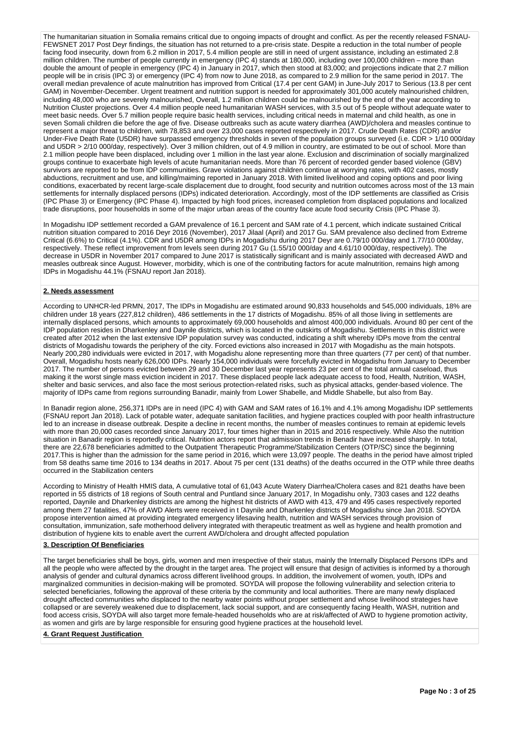The humanitarian situation in Somalia remains critical due to ongoing impacts of drought and conflict. As per the recently released FSNAU-FEWSNET 2017 Post Deyr findings, the situation has not returned to a pre-crisis state. Despite a reduction in the total number of people facing food insecurity, down from 6.2 million in 2017, 5.4 million people are still in need of urgent assistance, including an estimated 2.8 million children. The number of people currently in emergency (IPC 4) stands at 180,000, including over 100,000 children – more than double the amount of people in emergency (IPC 4) in January in 2017, which then stood at 83,000; and projections indicate that 2.7 million people will be in crisis (IPC 3) or emergency (IPC 4) from now to June 2018, as compared to 2.9 million for the same period in 2017. The overall median prevalence of acute malnutrition has improved from Critical (17.4 per cent GAM) in June-July 2017 to Serious (13.8 per cent GAM) in November-December. Urgent treatment and nutrition support is needed for approximately 301,000 acutely malnourished children, including 48,000 who are severely malnourished, Overall, 1.2 million children could be malnourished by the end of the year according to Nutrition Cluster projections. Over 4.4 million people need humanitarian WASH services, with 3.5 out of 5 people without adequate water to meet basic needs. Over 5.7 million people require basic health services, including critical needs in maternal and child health, as one in seven Somali children die before the age of five. Disease outbreaks such as acute watery diarrhea (AWD)/cholera and measles continue to represent a major threat to children, with 78,853 and over 23,000 cases reported respectively in 2017. Crude Death Rates (CDR) and/or Under-Five Death Rate (U5DR) have surpassed emergency thresholds in seven of the population groups surveyed (i.e. CDR > 1/10 000/day and U5DR > 2/10 000/day, respectively). Over 3 million children, out of 4.9 million in country, are estimated to be out of school. More than 2.1 million people have been displaced, including over 1 million in the last year alone. Exclusion and discrimination of socially marginalized groups continue to exacerbate high levels of acute humanitarian needs. More than 76 percent of recorded gender based violence (GBV) survivors are reported to be from IDP communities. Grave violations against children continue at worrying rates, with 402 cases, mostly abductions, recruitment and use, and killing/maiming reported in January 2018. With limited livelihood and coping options and poor living conditions, exacerbated by recent large-scale displacement due to drought, food security and nutrition outcomes across most of the 13 main settlements for internally displaced persons (IDPs) indicated deterioration. Accordingly, most of the IDP settlements are classified as Crisis (IPC Phase 3) or Emergency (IPC Phase 4). Impacted by high food prices, increased completion from displaced populations and localized trade disruptions, poor households in some of the major urban areas of the country face acute food security Crisis (IPC Phase 3).

In Mogadishu IDP settlement recorded a GAM prevalence of 16.1 percent and SAM rate of 4.1 percent, which indicate sustained Critical nutrition situation compared to 2016 Deyr 2016 (November), 2017 Jilaal (April) and 2017 Gu. SAM prevalence also declined from Extreme Critical (6.6%) to Critical (4.1%). CDR and U5DR among IDPs in Mogadishu during 2017 Deyr are 0.79/10 000/day and 1.77/10 000/day, respectively. These reflect improvement from levels seen during 2017 Gu (1.55/10 000/day and 4.61/10 000/day, respectively). The decrease in U5DR in November 2017 compared to June 2017 is statistically significant and is mainly associated with decreased AWD and measles outbreak since August. However, morbidity, which is one of the contributing factors for acute malnutrition, remains high among IDPs in Mogadishu 44.1% (FSNAU report Jan 2018).

## 2. Needs assessment

According to UNHCR-led PRMN, 2017, The IDPs in Mogadishu are estimated around 90,833 households and 545,000 individuals, 18% are children under 18 years (227,812 children), 486 settlements in the 17 districts of Mogadishu. 85% of all those living in settlements are internally displaced persons, which amounts to approximately 69,000 households and almost 400,000 individuals. Around 80 per cent of the IDP population resides in Dharkenley and Daynile districts, which is located in the outskirts of Mogadishu. Settlements in this district were created after 2012 when the last extensive IDP population survey was conducted, indicating a shift whereby IDPs move from the central districts of Mogadishu towards the periphery of the city. Forced evictions also increased in 2017 with Mogadishu as the main hotspots. Nearly 200,280 individuals were evicted in 2017, with Mogadishu alone representing more than three quarters (77 per cent) of that number. Overall, Mogadishu hosts nearly 626,000 IDPs. Nearly 154,000 individuals were forcefully evicted in Mogadishu from January to December 2017. The number of persons evicted between 29 and 30 December last year represents 23 per cent of the total annual caseload, thus making it the worst single mass eviction incident in 2017. These displaced people lack adequate access to food, Health, Nutrition, WASH, shelter and basic services, and also face the most serious protection-related risks, such as physical attacks, gender-based violence. The majority of IDPs came from regions surrounding Banadir, mainly from Lower Shabelle, and Middle Shabelle, but also from Bay.

In Banadir region alone, 256,371 IDPs are in need (IPC 4) with GAM and SAM rates of 16.1% and 4.1% among Mogadishu IDP settlements (FSNAU report Jan 2018). Lack of potable water, adequate sanitation facilities, and hygiene practices coupled with poor health infrastructure led to an increase in disease outbreak. Despite a decline in recent months, the number of measles continues to remain at epidemic levels with more than 20,000 cases recorded since January 2017, four times higher than in 2015 and 2016 respectively. While Also the nutrition situation in Banadir region is reportedly critical. Nutrition actors report that admission trends in Benadir have increased sharply. In total, there are 22,678 beneficiaries admitted to the Outpatient Therapeutic Programme/Stabilization Centers (OTP/SC) since the beginning 2017.This is higher than the admission for the same period in 2016, which were 13,097 people. The deaths in the period have almost tripled from 58 deaths same time 2016 to 134 deaths in 2017. About 75 per cent (131 deaths) of the deaths occurred in the OTP while three deaths occurred in the Stabilization centers

According to Ministry of Health HMIS data, A cumulative total of 61,043 Acute Watery Diarrhea/Cholera cases and 821 deaths have been reported in 55 districts of 18 regions of South central and Puntland since January 2017, In Mogadishu only, 7303 cases and 122 deaths reported, Daynile and Dharkenley districts are among the highest hit districts of AWD with 413, 479 and 495 cases respectively reported among them 27 fatalities, 47% of AWD Alerts were received in t Daynile and Dharkenley districts of Mogadishu since Jan 2018. SOYDA propose intervention aimed at providing integrated emergency lifesaving health, nutrition and WASH services through provision of consultation, immunization, safe motherhood delivery integrated with therapeutic treatment as well as hygiene and health promotion and distribution of hygiene kits to enable avert the current AWD/cholera and drought affected population

## 3. Description Of Beneficiaries

The target beneficiaries shall be boys, girls, women and men irrespective of their status, mainly the Internally Displaced Persons IDPs and all the people who were affected by the drought in the target area. The project will ensure that design of activities is informed by a thorough analysis of gender and cultural dynamics across different livelihood groups. In addition, the involvement of women, youth, IDPs and marginalized communities in decision-making will be promoted. SOYDA will propose the following vulnerability and selection criteria to selected beneficiaries, following the approval of these criteria by the community and local authorities. There are many newly displaced drought affected communities who displaced to the nearby water points without proper settlement and whose livelihood strategies have collapsed or are severely weakened due to displacement, lack social support, and are consequently facing Health, WASH, nutrition and food access crisis, SOYDA will also target more female-headed households who are at risk/affected of AWD to hygiene promotion activity, as women and girls are by large responsible for ensuring good hygiene practices at the household level.

## 4. Grant Request Justification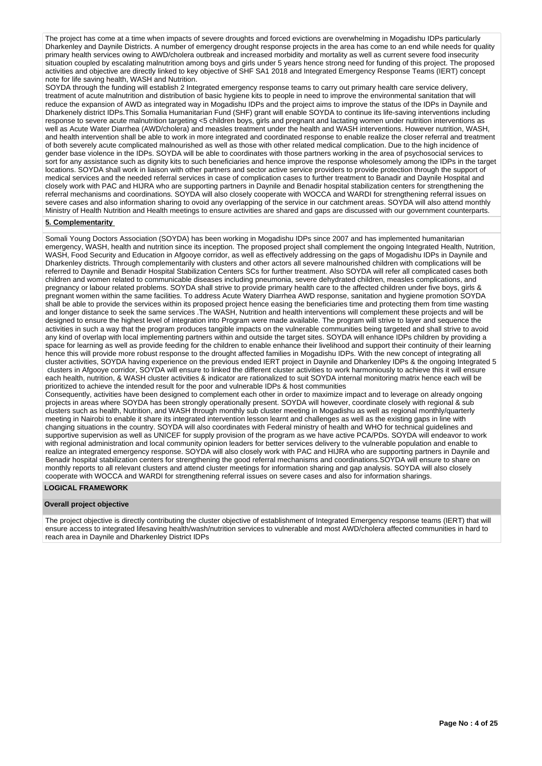The project has come at a time when impacts of severe droughts and forced evictions are overwhelming in Mogadishu IDPs particularly Dharkenley and Daynile Districts. A number of emergency drought response projects in the area has come to an end while needs for quality primary health services owing to AWD/cholera outbreak and increased morbidity and mortality as well as current severe food insecurity situation coupled by escalating malnutrition among boys and girls under 5 years hence strong need for funding of this project. The proposed activities and objective are directly linked to key objective of SHF SA1 2018 and Integrated Emergency Response Teams (IERT) concept note for life saving health, WASH and Nutrition.

SOYDA through the funding will establish 2 Integrated emergency response teams to carry out primary health care service delivery, treatment of acute malnutrition and distribution of basic hygiene kits to people in need to improve the environmental sanitation that will reduce the expansion of AWD as integrated way in Mogadishu IDPs and the project aims to improve the status of the IDPs in Daynile and Dharkenely district IDPs.This Somalia Humanitarian Fund (SHF) grant will enable SOYDA to continue its life-saving interventions including response to severe acute malnutrition targeting <5 children boys, girls and pregnant and lactating women under nutrition interventions as well as Acute Water Diarrhea (AWD/cholera) and measles treatment under the health and WASH interventions. However nutrition, WASH, and health intervention shall be able to work in more integrated and coordinated response to enable realize the closer referral and treatment of both severely acute complicated malnourished as well as those with other related medical complication. Due to the high incidence of gender base violence in the IDPs. SOYDA will be able to coordinates with those partners working in the area of psychosocial services to sort for any assistance such as dignity kits to such beneficiaries and hence improve the response wholesomely among the IDPs in the target locations. SOYDA shall work in liaison with other partners and sector active service providers to provide protection through the support of medical services and the needed referral services in case of complication cases to further treatment to Banadir and Daynile Hospital and closely work with PAC and HIJRA who are supporting partners in Daynile and Benadir hospital stabilization centers for strengthening the referral mechanisms and coordinations. SOYDA will also closely cooperate with WOCCA and WARDI for strengthening referral issues on severe cases and also information sharing to ovoid any overlapping of the service in our catchment areas. SOYDA will also attend monthly Ministry of Health Nutrition and Health meetings to ensure activities are shared and gaps are discussed with our government counterparts.

## 5. Complementarity

Somali Young Doctors Association (SOYDA) has been working in Mogadishu IDPs since 2007 and has implemented humanitarian emergency, WASH, health and nutrition since its inception. The proposed project shall complement the ongoing Integrated Health, Nutrition, WASH, Food Security and Education in Afgooye corridor, as well as effectively addressing on the gaps of Mogadishu IDPs in Daynile and Dharkenley districts. Through complementarily with clusters and other actors all severe malnourished children with complications will be referred to Daynile and Benadir Hospital Stabilization Centers SCs for further treatment. Also SOYDA will refer all complicated cases both children and women related to communicable diseases including pneumonia, severe dehydrated children, measles complications, and pregnancy or labour related problems. SOYDA shall strive to provide primary health care to the affected children under five boys, girls & pregnant women within the same facilities. To address Acute Watery Diarrhea AWD response, sanitation and hygiene promotion SOYDA shall be able to provide the services within its proposed project hence easing the beneficiaries time and protecting them from time wasting and longer distance to seek the same services .The WASH, Nutrition and health interventions will complement these projects and will be designed to ensure the highest level of integration into Program were made available. The program will strive to layer and sequence the activities in such a way that the program produces tangible impacts on the vulnerable communities being targeted and shall strive to avoid any kind of overlap with local implementing partners within and outside the target sites. SOYDA will enhance IDPs children by providing a space for learning as well as provide feeding for the children to enable enhance their livelihood and support their continuity of their learning hence this will provide more robust response to the drought affected families in Mogadishu IDPs. With the new concept of integrating all cluster activities, SOYDA having experience on the previous ended IERT project in Daynile and Dharkenley IDPs & the ongoing Integrated 5 clusters in Afgooye corridor, SOYDA will ensure to linked the different cluster activities to work harmoniously to achieve this it will ensure each health, nutrition, & WASH cluster activities & indicator are rationalized to suit SOYDA internal monitoring matrix hence each will be prioritized to achieve the intended result for the poor and vulnerable IDPs & host communities

Consequently, activities have been designed to complement each other in order to maximize impact and to leverage on already ongoing projects in areas where SOYDA has been strongly operationally present. SOYDA will however, coordinate closely with regional & sub clusters such as health, Nutrition, and WASH through monthly sub cluster meeting in Mogadishu as well as regional monthly/quarterly meeting in Nairobi to enable it share its integrated intervention lesson learnt and challenges as well as the existing gaps in line with changing situations in the country. SOYDA will also coordinates with Federal ministry of health and WHO for technical guidelines and supportive supervision as well as UNICEF for supply provision of the program as we have active PCA/PDs. SOYDA will endeavor to work with regional administration and local community opinion leaders for better services delivery to the vulnerable population and enable to realize an integrated emergency response. SOYDA will also closely work with PAC and HIJRA who are supporting partners in Daynile and Benadir hospital stabilization centers for strengthening the good referral mechanisms and coordinations.SOYDA will ensure to share on monthly reports to all relevant clusters and attend cluster meetings for information sharing and gap analysis. SOYDA will also closely cooperate with WOCCA and WARDI for strengthening referral issues on severe cases and also for information sharings.

## LOGICAL FRAMEWORK

### Overall project objective

The project objective is directly contributing the cluster objective of establishment of Integrated Emergency response teams (IERT) that will ensure access to integrated lifesaving health/wash/nutrition services to vulnerable and most AWD/cholera affected communities in hard to reach area in Daynile and Dharkenley District IDPs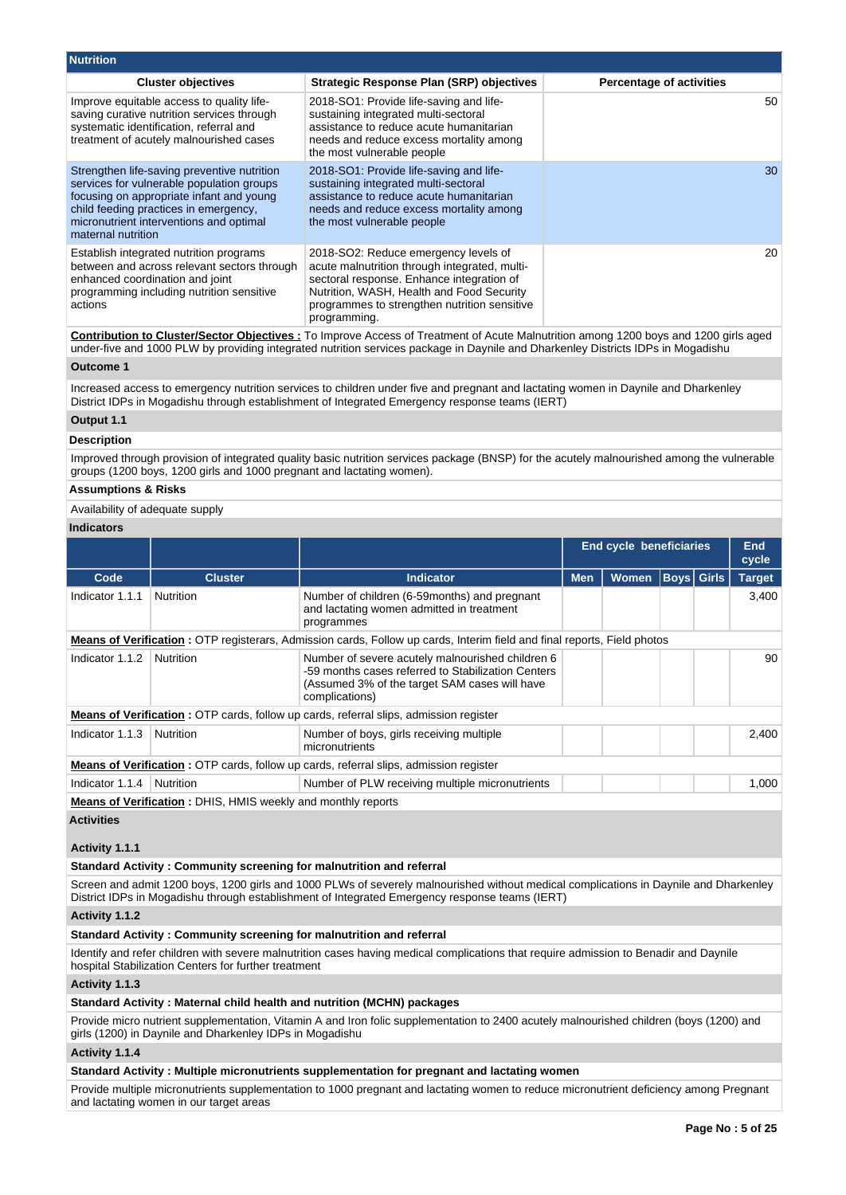## Nutrition

| Cluster objectives | Strategic Response Plan (SRP) objectives | Percentage of activities |
|---|---|---|
| Improve equitable access to quality life-saving curative nutrition services through systematic identification, referral and treatment of acutely malnourished cases | 2018-SO1: Provide life-saving and life-sustaining integrated multi-sectoral assistance to reduce acute humanitarian needs and reduce excess mortality among the most vulnerable people | 50 |
| Strengthen life-saving preventive nutrition services for vulnerable population groups focusing on appropriate infant and young child feeding practices in emergency, micronutrient interventions and optimal maternal nutrition | 2018-SO1: Provide life-saving and life-sustaining integrated multi-sectoral assistance to reduce acute humanitarian needs and reduce excess mortality among the most vulnerable people | 30 |
| Establish integrated nutrition programs between and across relevant sectors through enhanced coordination and joint programming including nutrition sensitive actions | 2018-SO2: Reduce emergency levels of acute malnutrition through integrated, multi-sectoral response. Enhance integration of Nutrition, WASH, Health and Food Security programmes to strengthen nutrition sensitive programming. | 20 |

**Contribution to Cluster/Sector Objectives :** To Improve Access of Treatment of Acute Malnutrition among 1200 boys and 1200 girls aged under-five and 1000 PLW by providing integrated nutrition services package in Daynile and Dharkenley Districts IDPs in Mogadishu

**Outcome 1**

Increased access to emergency nutrition services to children under five and pregnant and lactating women in Daynile and Dharkenley District IDPs in Mogadishu through establishment of Integrated Emergency response teams (IERT)

**Output 1.1**

**Description**

Improved through provision of integrated quality basic nutrition services package (BNSP) for the acutely malnourished among the vulnerable groups (1200 boys, 1200 girls and 1000 pregnant and lactating women).

**Assumptions & Risks**

Availability of adequate supply

**Indicators**

| | | | End cycle beneficiaries | | | | End cycle |
|---|---|---|---|---|---|---|---|
| **Code** | **Cluster** | **Indicator** | **Men** | **Women** | **Boys** | **Girls** | **Target** |
| Indicator 1.1.1 | Nutrition | Number of children (6-59months) and pregnant and lactating women admitted in treatment programmes | | | | | 3,400 |
| **Means of Verification :** OTP registerars, Admission cards, Follow up cards, Interim field and final reports, Field photos | | | | | | | |
| Indicator 1.1.2 | Nutrition | Number of severe acutely malnourished children 6 -59 months cases referred to Stabilization Centers (Assumed 3% of the target SAM cases will have complications) | | | | | 90 |
| **Means of Verification :** OTP cards, follow up cards, referral slips, admission register | | | | | | | |
| Indicator 1.1.3 | Nutrition | Number of boys, girls receiving multiple micronutrients | | | | | 2,400 |
| **Means of Verification :** OTP cards, follow up cards, referral slips, admission register | | | | | | | |
| Indicator 1.1.4 | Nutrition | Number of PLW receiving multiple micronutrients | | | | | 1,000 |
| **Means of Verification :** DHIS, HMIS weekly and monthly reports | | | | | | | |

**Activities**

**Activity 1.1.1**

**Standard Activity : Community screening for malnutrition and referral**

Screen and admit 1200 boys, 1200 girls and 1000 PLWs of severely malnourished without medical complications in Daynile and Dharkenley District IDPs in Mogadishu through establishment of Integrated Emergency response teams (IERT)

**Activity 1.1.2**

**Standard Activity : Community screening for malnutrition and referral**

Identify and refer children with severe malnutrition cases having medical complications that require admission to Benadir and Daynile hospital Stabilization Centers for further treatment

**Activity 1.1.3**

**Standard Activity : Maternal child health and nutrition (MCHN) packages**

Provide micro nutrient supplementation, Vitamin A and Iron folic supplementation to 2400 acutely malnourished children (boys (1200) and girls (1200) in Daynile and Dharkenley IDPs in Mogadishu

**Activity 1.1.4**

**Standard Activity : Multiple micronutrients supplementation for pregnant and lactating women**

Provide multiple micronutrients supplementation to 1000 pregnant and lactating women to reduce micronutrient deficiency among Pregnant and lactating women in our target areas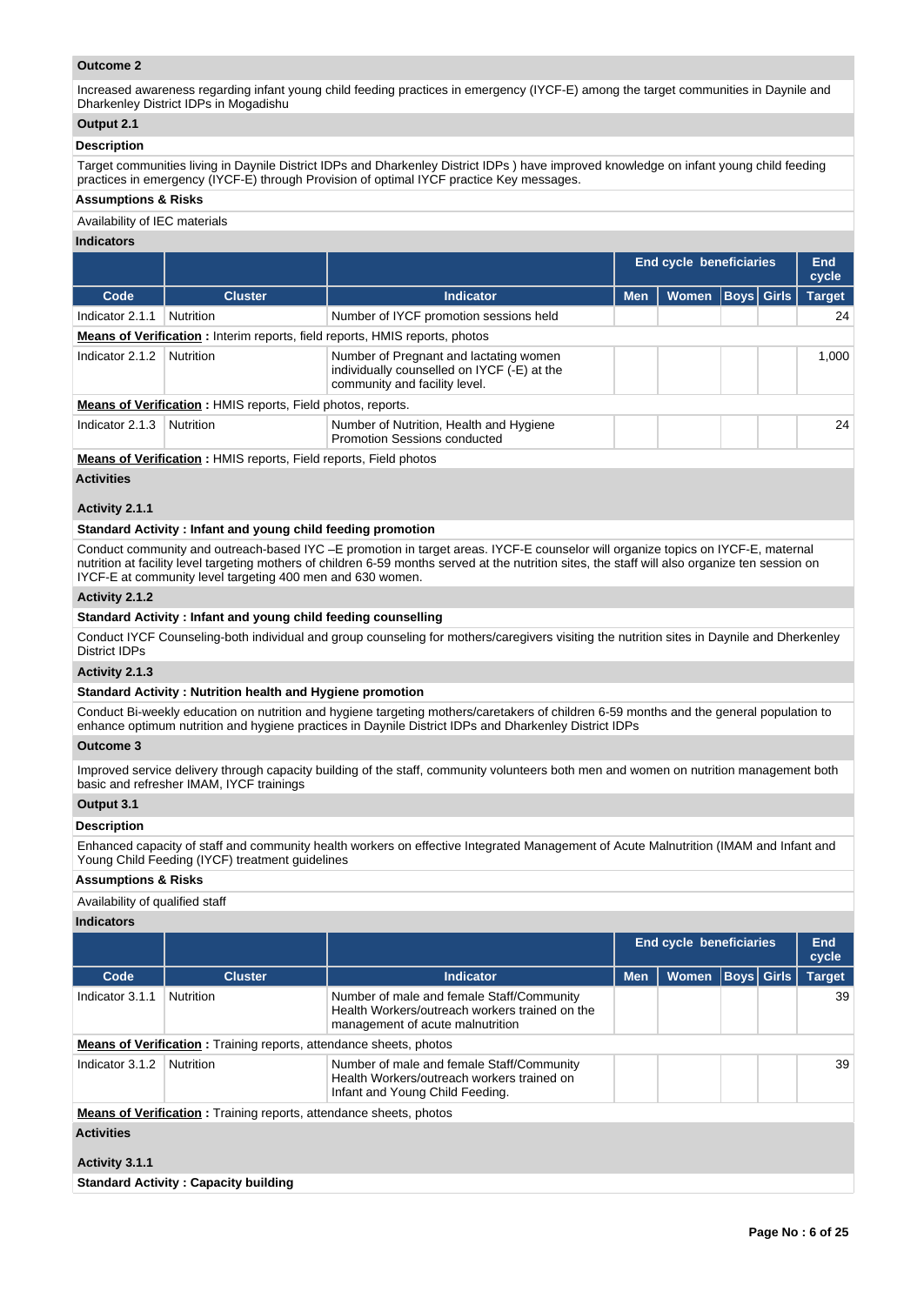**Outcome 2**

Increased awareness regarding infant young child feeding practices in emergency (IYCF-E) among the target communities in Daynile and Dharkenley District IDPs in Mogadishu

**Output 2.1**

**Description**

Target communities living in Daynile District IDPs and Dharkenley District IDPs ) have improved knowledge on infant young child feeding practices in emergency (IYCF-E) through Provision of optimal IYCF practice Key messages.

**Assumptions & Risks**

Availability of IEC materials

**Indicators**

| | | | End cycle beneficiaries | | | | End cycle |
|---|---|---|---|---|---|---|---|
| **Code** | **Cluster** | **Indicator** | **Men** | **Women** | **Boys** | **Girls** | **Target** |
| Indicator 2.1.1 | Nutrition | Number of IYCF promotion sessions held | | | | | 24 |

**Means of Verification :** Interim reports, field reports, HMIS reports, photos

| Code | Cluster | Indicator | Men | Women | Boys | Girls | Target |
|---|---|---|---|---|---|---|---|
| Indicator 2.1.2 | Nutrition | Number of Pregnant and lactating women individually counselled on IYCF (-E) at the community and facility level. | | | | | 1,000 |

**Means of Verification :** HMIS reports, Field photos, reports.

| Code | Cluster | Indicator | Men | Women | Boys | Girls | Target |
|---|---|---|---|---|---|---|---|
| Indicator 2.1.3 | Nutrition | Number of Nutrition, Health and Hygiene Promotion Sessions conducted | | | | | 24 |

**Means of Verification :** HMIS reports, Field reports, Field photos

**Activities**

**Activity 2.1.1**

**Standard Activity : Infant and young child feeding promotion**

Conduct community and outreach-based IYC –E promotion in target areas. IYCF-E counselor will organize topics on IYCF-E, maternal nutrition at facility level targeting mothers of children 6-59 months served at the nutrition sites, the staff will also organize ten session on IYCF-E at community level targeting 400 men and 630 women.

**Activity 2.1.2**

**Standard Activity : Infant and young child feeding counselling**

Conduct IYCF Counseling-both individual and group counseling for mothers/caregivers visiting the nutrition sites in Daynile and Dherkenley District IDPs

**Activity 2.1.3**

**Standard Activity : Nutrition health and Hygiene promotion**

Conduct Bi-weekly education on nutrition and hygiene targeting mothers/caretakers of children 6-59 months and the general population to enhance optimum nutrition and hygiene practices in Daynile District IDPs and Dharkenley District IDPs

**Outcome 3**

Improved service delivery through capacity building of the staff, community volunteers both men and women on nutrition management both basic and refresher IMAM, IYCF trainings

**Output 3.1**

**Description**

Enhanced capacity of staff and community health workers on effective Integrated Management of Acute Malnutrition (IMAM and Infant and Young Child Feeding (IYCF) treatment guidelines

**Assumptions & Risks**

Availability of qualified staff

**Indicators**

| | | | End cycle beneficiaries | | | | End cycle |
|---|---|---|---|---|---|---|---|
| **Code** | **Cluster** | **Indicator** | **Men** | **Women** | **Boys** | **Girls** | **Target** |
| Indicator 3.1.1 | Nutrition | Number of male and female Staff/Community Health Workers/outreach workers trained on the management of acute malnutrition | | | | | 39 |

**Means of Verification :** Training reports, attendance sheets, photos

| Code | Cluster | Indicator | Men | Women | Boys | Girls | Target |
|---|---|---|---|---|---|---|---|
| Indicator 3.1.2 | Nutrition | Number of male and female Staff/Community Health Workers/outreach workers trained on Infant and Young Child Feeding. | | | | | 39 |

**Means of Verification :** Training reports, attendance sheets, photos

**Activities**

**Activity 3.1.1**

**Standard Activity : Capacity building**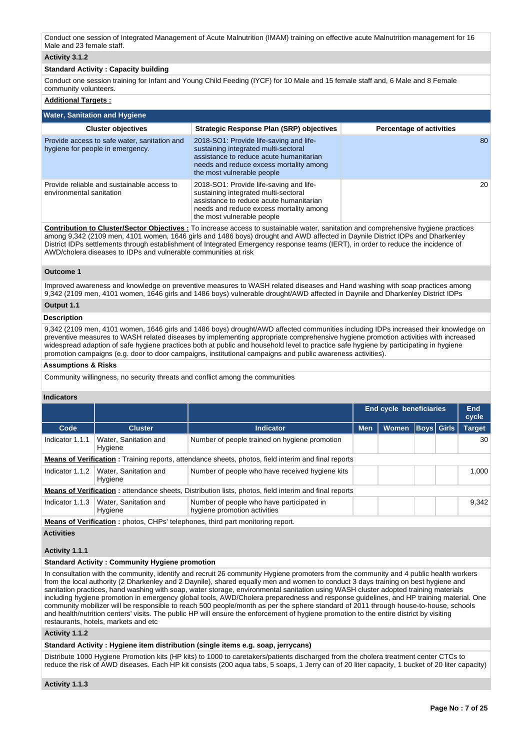Conduct one session of Integrated Management of Acute Malnutrition (IMAM) training on effective acute Malnutrition management for 16 Male and 23 female staff.

**Activity 3.1.2**

**Standard Activity : Capacity building**

Conduct one session training for Infant and Young Child Feeding (IYCF) for 10 Male and 15 female staff and, 6 Male and 8 Female community volunteers.

**Additional Targets :**

**Water, Sanitation and Hygiene**

| Cluster objectives | Strategic Response Plan (SRP) objectives | Percentage of activities |
| --- | --- | --- |
| Provide access to safe water, sanitation and hygiene for people in emergency. | 2018-SO1: Provide life-saving and life-sustaining integrated multi-sectoral assistance to reduce acute humanitarian needs and reduce excess mortality among the most vulnerable people | 80 |
| Provide reliable and sustainable access to environmental sanitation | 2018-SO1: Provide life-saving and life-sustaining integrated multi-sectoral assistance to reduce acute humanitarian needs and reduce excess mortality among the most vulnerable people | 20 |

**Contribution to Cluster/Sector Objectives :** To increase access to sustainable water, sanitation and comprehensive hygiene practices among 9,342 (2109 men, 4101 women, 1646 girls and 1486 boys) drought and AWD affected in Daynile District IDPs and Dharkenley District IDPs settlements through establishment of Integrated Emergency response teams (IERT), in order to reduce the incidence of AWD/cholera diseases to IDPs and vulnerable communities at risk

**Outcome 1**

Improved awareness and knowledge on preventive measures to WASH related diseases and Hand washing with soap practices among 9,342 (2109 men, 4101 women, 1646 girls and 1486 boys) vulnerable drought/AWD affected in Daynile and Dharkenley District IDPs

**Output 1.1**

**Description**

9,342 (2109 men, 4101 women, 1646 girls and 1486 boys) drought/AWD affected communities including IDPs increased their knowledge on preventive measures to WASH related diseases by implementing appropriate comprehensive hygiene promotion activities with increased widespread adaption of safe hygiene practices both at public and household level to practice safe hygiene by participating in hygiene promotion campaigns (e.g. door to door campaigns, institutional campaigns and public awareness activities).

**Assumptions & Risks**

Community willingness, no security threats and conflict among the communities

**Indicators**

| | | | End cycle beneficiaries | | | | End cycle |
| --- | --- | --- | --- | --- | --- | --- | --- |
| **Code** | **Cluster** | **Indicator** | **Men** | **Women** | **Boys** | **Girls** | **Target** |
| Indicator 1.1.1 | Water, Sanitation and Hygiene | Number of people trained on hygiene promotion | | | | | 30 |
| **Means of Verification :** Training reports, attendance sheets, photos, field interim and final reports | | | | | | | |
| Indicator 1.1.2 | Water, Sanitation and Hygiene | Number of people who have received hygiene kits | | | | | 1,000 |
| **Means of Verification :** attendance sheets, Distribution lists, photos, field interim and final reports | | | | | | | |
| Indicator 1.1.3 | Water, Sanitation and Hygiene | Number of people who have participated in hygiene promotion activities | | | | | 9,342 |
| **Means of Verification :** photos, CHPs' telephones, third part monitoring report. | | | | | | | |

**Activities**

**Activity 1.1.1**

**Standard Activity : Community Hygiene promotion**

In consultation with the community, identify and recruit 26 community Hygiene promoters from the community and 4 public health workers from the local authority (2 Dharkenley and 2 Daynile), shared equally men and women to conduct 3 days training on best hygiene and sanitation practices, hand washing with soap, water storage, environmental sanitation using WASH cluster adopted training materials including hygiene promotion in emergency global tools, AWD/Cholera preparedness and response guidelines, and HP training material. One community mobilizer will be responsible to reach 500 people/month as per the sphere standard of 2011 through house-to-house, schools and health/nutrition centers' visits. The public HP will ensure the enforcement of hygiene promotion to the entire district by visiting restaurants, hotels, markets and etc

**Activity 1.1.2**

**Standard Activity : Hygiene item distribution (single items e.g. soap, jerrycans)**

Distribute 1000 Hygiene Promotion kits (HP kits) to 1000 to caretakers/patients discharged from the cholera treatment center CTCs to reduce the risk of AWD diseases. Each HP kit consists (200 aqua tabs, 5 soaps, 1 Jerry can of 20 liter capacity, 1 bucket of 20 liter capacity)

**Activity 1.1.3**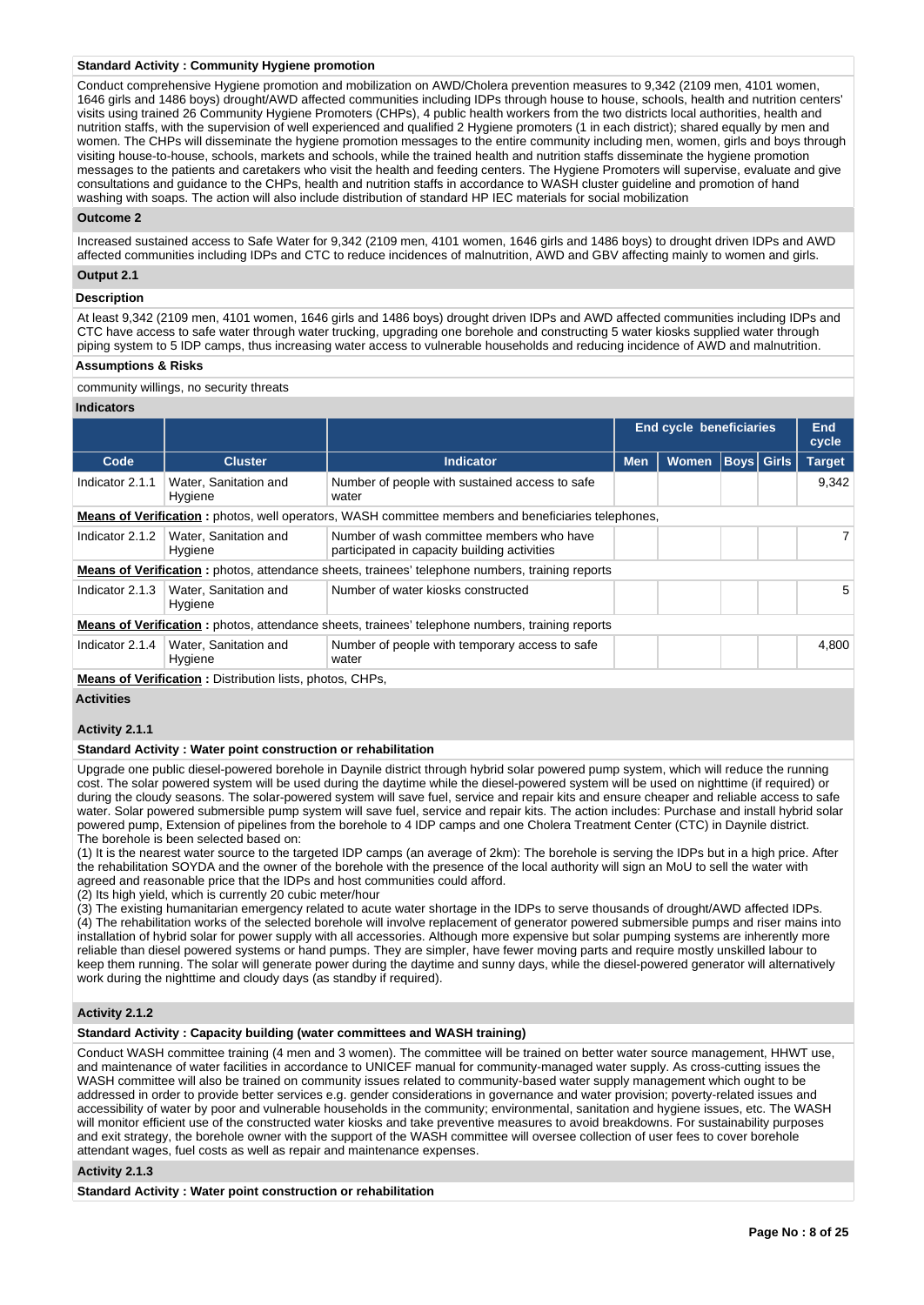### Standard Activity : Community Hygiene promotion

Conduct comprehensive Hygiene promotion and mobilization on AWD/Cholera prevention measures to 9,342 (2109 men, 4101 women, 1646 girls and 1486 boys) drought/AWD affected communities including IDPs through house to house, schools, health and nutrition centers' visits using trained 26 Community Hygiene Promoters (CHPs), 4 public health workers from the two districts local authorities, health and nutrition staffs, with the supervision of well experienced and qualified 2 Hygiene promoters (1 in each district); shared equally by men and women. The CHPs will disseminate the hygiene promotion messages to the entire community including men, women, girls and boys through visiting house-to-house, schools, markets and schools, while the trained health and nutrition staffs disseminate the hygiene promotion messages to the patients and caretakers who visit the health and feeding centers. The Hygiene Promoters will supervise, evaluate and give consultations and guidance to the CHPs, health and nutrition staffs in accordance to WASH cluster guideline and promotion of hand washing with soaps. The action will also include distribution of standard HP IEC materials for social mobilization

### Outcome 2

Increased sustained access to Safe Water for 9,342 (2109 men, 4101 women, 1646 girls and 1486 boys) to drought driven IDPs and AWD affected communities including IDPs and CTC to reduce incidences of malnutrition, AWD and GBV affecting mainly to women and girls.

### Output 2.1

#### Description

At least 9,342 (2109 men, 4101 women, 1646 girls and 1486 boys) drought driven IDPs and AWD affected communities including IDPs and CTC have access to safe water through water trucking, upgrading one borehole and constructing 5 water kiosks supplied water through piping system to 5 IDP camps, thus increasing water access to vulnerable households and reducing incidence of AWD and malnutrition.

#### Assumptions & Risks

community willings, no security threats

#### Indicators

| | | | End cycle beneficiaries | | | | End cycle |
|---|---|---|---|---|---|---|---|
| Code | Cluster | Indicator | Men | Women | Boys | Girls | Target |
| Indicator 2.1.1 | Water, Sanitation and Hygiene | Number of people with sustained access to safe water | | | | | 9,342 |
| **Means of Verification :** photos, well operators, WASH committee members and beneficiaries telephones, | | | | | | | |
| Indicator 2.1.2 | Water, Sanitation and Hygiene | Number of wash committee members who have participated in capacity building activities | | | | | 7 |
| **Means of Verification :** photos, attendance sheets, trainees' telephone numbers, training reports | | | | | | | |
| Indicator 2.1.3 | Water, Sanitation and Hygiene | Number of water kiosks constructed | | | | | 5 |
| **Means of Verification :** photos, attendance sheets, trainees' telephone numbers, training reports | | | | | | | |
| Indicator 2.1.4 | Water, Sanitation and Hygiene | Number of people with temporary access to safe water | | | | | 4,800 |
| **Means of Verification :** Distribution lists, photos, CHPs, | | | | | | | |

#### Activities

##### Activity 2.1.1

**Standard Activity : Water point construction or rehabilitation**

Upgrade one public diesel-powered borehole in Daynile district through hybrid solar powered pump system, which will reduce the running cost. The solar powered system will be used during the daytime while the diesel-powered system will be used on nighttime (if required) or during the cloudy seasons. The solar-powered system will save fuel, service and repair kits and ensure cheaper and reliable access to safe water. Solar powered submersible pump system will save fuel, service and repair kits. The action includes: Purchase and install hybrid solar powered pump, Extension of pipelines from the borehole to 4 IDP camps and one Cholera Treatment Center (CTC) in Daynile district.
The borehole is been selected based on:
(1) It is the nearest water source to the targeted IDP camps (an average of 2km): The borehole is serving the IDPs but in a high price. After the rehabilitation SOYDA and the owner of the borehole with the presence of the local authority will sign an MoU to sell the water with agreed and reasonable price that the IDPs and host communities could afford.
(2) Its high yield, which is currently 20 cubic meter/hour
(3) The existing humanitarian emergency related to acute water shortage in the IDPs to serve thousands of drought/AWD affected IDPs.
(4) The rehabilitation works of the selected borehole will involve replacement of generator powered submersible pumps and riser mains into installation of hybrid solar for power supply with all accessories. Although more expensive but solar pumping systems are inherently more reliable than diesel powered systems or hand pumps. They are simpler, have fewer moving parts and require mostly unskilled labour to keep them running. The solar will generate power during the daytime and sunny days, while the diesel-powered generator will alternatively work during the nighttime and cloudy days (as standby if required).

##### Activity 2.1.2

**Standard Activity : Capacity building (water committees and WASH training)**

Conduct WASH committee training (4 men and 3 women). The committee will be trained on better water source management, HHWT use, and maintenance of water facilities in accordance to UNICEF manual for community-managed water supply. As cross-cutting issues the WASH committee will also be trained on community issues related to community-based water supply management which ought to be addressed in order to provide better services e.g. gender considerations in governance and water provision; poverty-related issues and accessibility of water by poor and vulnerable households in the community; environmental, sanitation and hygiene issues, etc. The WASH will monitor efficient use of the constructed water kiosks and take preventive measures to avoid breakdowns. For sustainability purposes and exit strategy, the borehole owner with the support of the WASH committee will oversee collection of user fees to cover borehole attendant wages, fuel costs as well as repair and maintenance expenses.

##### Activity 2.1.3

**Standard Activity : Water point construction or rehabilitation**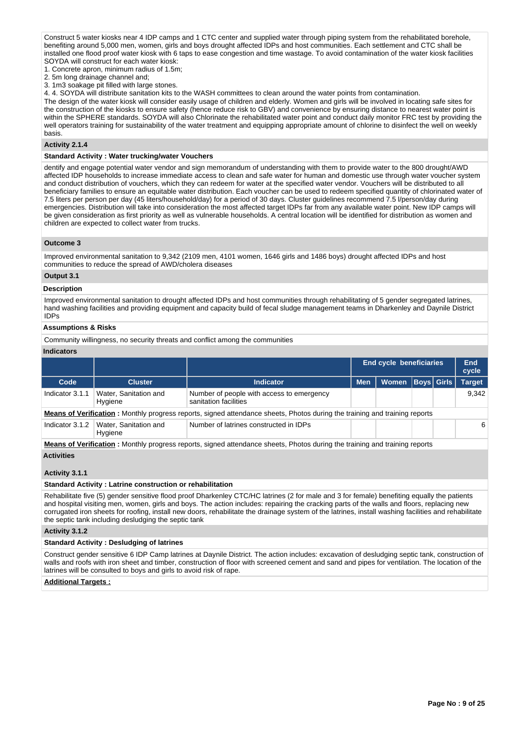Construct 5 water kiosks near 4 IDP camps and 1 CTC center and supplied water through piping system from the rehabilitated borehole, benefiting around 5,000 men, women, girls and boys drought affected IDPs and host communities. Each settlement and CTC shall be installed one flood proof water kiosk with 6 taps to ease congestion and time wastage. To avoid contamination of the water kiosk facilities SOYDA will construct for each water kiosk:

1. Concrete apron, minimum radius of 1.5m;
2. 5m long drainage channel and;
3. 1m3 soakage pit filled with large stones.
4. 4. SOYDA will distribute sanitation kits to the WASH committees to clean around the water points from contamination.

The design of the water kiosk will consider easily usage of children and elderly. Women and girls will be involved in locating safe sites for the construction of the kiosks to ensure safety (hence reduce risk to GBV) and convenience by ensuring distance to nearest water point is within the SPHERE standards. SOYDA will also Chlorinate the rehabilitated water point and conduct daily monitor FRC test by providing the well operators training for sustainability of the water treatment and equipping appropriate amount of chlorine to disinfect the well on weekly basis.

**Activity 2.1.4**

**Standard Activity : Water trucking/water Vouchers**

dentify and engage potential water vendor and sign memorandum of understanding with them to provide water to the 800 drought/AWD affected IDP households to increase immediate access to clean and safe water for human and domestic use through water voucher system and conduct distribution of vouchers, which they can redeem for water at the specified water vendor. Vouchers will be distributed to all beneficiary families to ensure an equitable water distribution. Each voucher can be used to redeem specified quantity of chlorinated water of 7.5 liters per person per day (45 liters/household/day) for a period of 30 days. Cluster guidelines recommend 7.5 l/person/day during emergencies. Distribution will take into consideration the most affected target IDPs far from any available water point. New IDP camps will be given consideration as first priority as well as vulnerable households. A central location will be identified for distribution as women and children are expected to collect water from trucks.

**Outcome 3**

Improved environmental sanitation to 9,342 (2109 men, 4101 women, 1646 girls and 1486 boys) drought affected IDPs and host communities to reduce the spread of AWD/cholera diseases

**Output 3.1**

**Description**

Improved environmental sanitation to drought affected IDPs and host communities through rehabilitating of 5 gender segregated latrines, hand washing facilities and providing equipment and capacity build of fecal sludge management teams in Dharkenley and Daynile District IDPs

**Assumptions & Risks**

Community willingness, no security threats and conflict among the communities

**Indicators**

| | | | End cycle beneficiaries | | | | End cycle |
|---|---|---|---|---|---|---|---|
| **Code** | **Cluster** | **Indicator** | **Men** | **Women** | **Boys** | **Girls** | **Target** |
| Indicator 3.1.1 | Water, Sanitation and Hygiene | Number of people with access to emergency sanitation facilities | | | | | 9,342 |
| Indicator 3.1.2 | Water, Sanitation and Hygiene | Number of latrines constructed in IDPs | | | | | 6 |

**Means of Verification** (Indicator 3.1.1) **:** Monthly progress reports, signed attendance sheets, Photos during the training and training reports

**Means of Verification** (Indicator 3.1.2) **:** Monthly progress reports, signed attendance sheets, Photos during the training and training reports

**Activities**

**Activity 3.1.1**

**Standard Activity : Latrine construction or rehabilitation**

Rehabilitate five (5) gender sensitive flood proof Dharkenley CTC/HC latrines (2 for male and 3 for female) benefiting equally the patients and hospital visiting men, women, girls and boys. The action includes: repairing the cracking parts of the walls and floors, replacing new corrugated iron sheets for roofing, install new doors, rehabilitate the drainage system of the latrines, install washing facilities and rehabilitate the septic tank including desludging the septic tank

**Activity 3.1.2**

**Standard Activity : Desludging of latrines**

Construct gender sensitive 6 IDP Camp latrines at Daynile District. The action includes: excavation of desludging septic tank, construction of walls and roofs with iron sheet and timber, construction of floor with screened cement and sand and pipes for ventilation. The location of the latrines will be consulted to boys and girls to avoid risk of rape.

**Additional Targets :**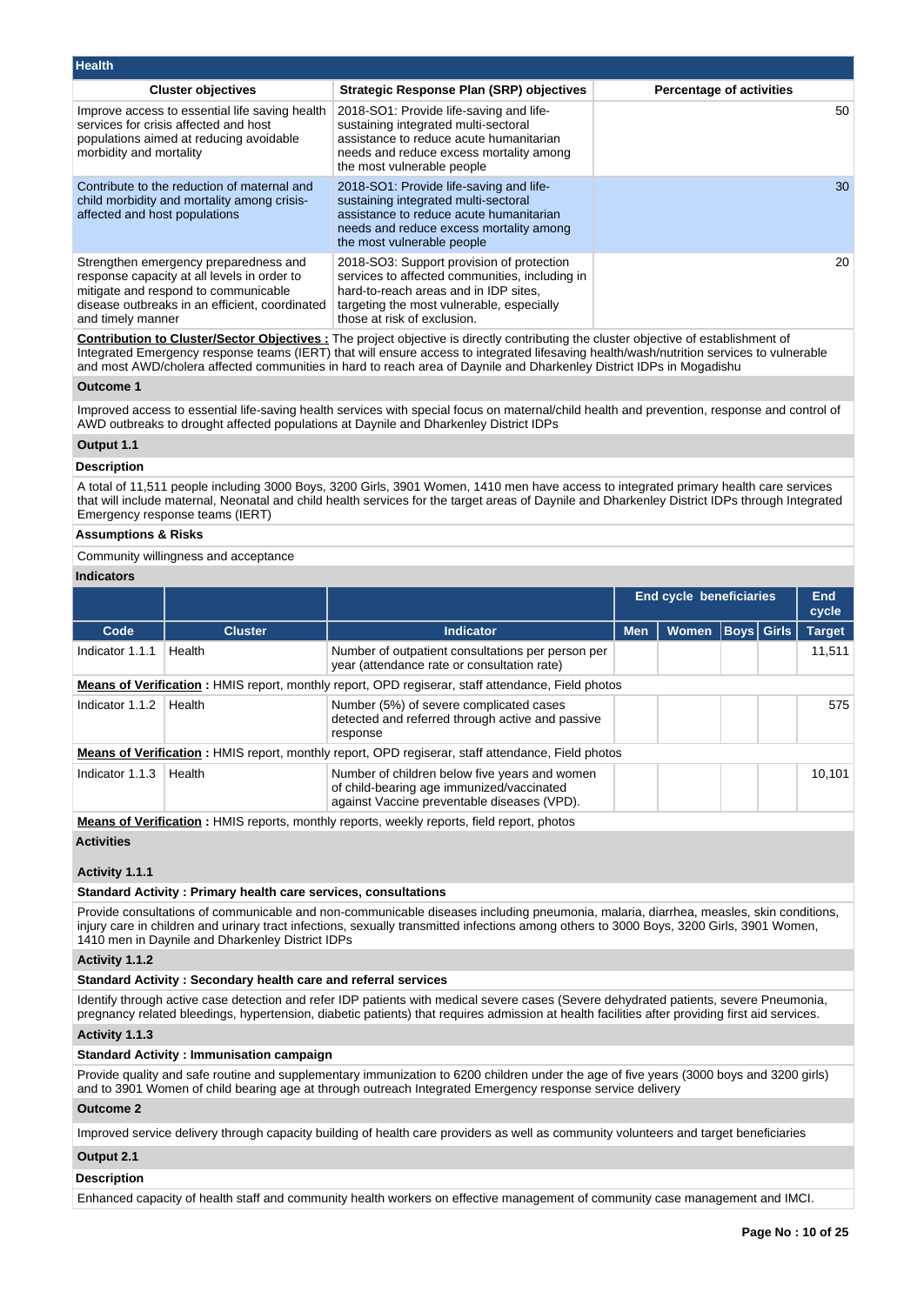## Health

| Cluster objectives | Strategic Response Plan (SRP) objectives | Percentage of activities |
|---|---|---|
| Improve access to essential life saving health services for crisis affected and host populations aimed at reducing avoidable morbidity and mortality | 2018-SO1: Provide life-saving and life-sustaining integrated multi-sectoral assistance to reduce acute humanitarian needs and reduce excess mortality among the most vulnerable people | 50 |
| Contribute to the reduction of maternal and child morbidity and mortality among crisis-affected and host populations | 2018-SO1: Provide life-saving and life-sustaining integrated multi-sectoral assistance to reduce acute humanitarian needs and reduce excess mortality among the most vulnerable people | 30 |
| Strengthen emergency preparedness and response capacity at all levels in order to mitigate and respond to communicable disease outbreaks in an efficient, coordinated and timely manner | 2018-SO3: Support provision of protection services to affected communities, including in hard-to-reach areas and in IDP sites, targeting the most vulnerable, especially those at risk of exclusion. | 20 |

**Contribution to Cluster/Sector Objectives :** The project objective is directly contributing the cluster objective of establishment of Integrated Emergency response teams (IERT) that will ensure access to integrated lifesaving health/wash/nutrition services to vulnerable and most AWD/cholera affected communities in hard to reach area of Daynile and Dharkenley District IDPs in Mogadishu

### Outcome 1

Improved access to essential life-saving health services with special focus on maternal/child health and prevention, response and control of AWD outbreaks to drought affected populations at Daynile and Dharkenley District IDPs

### Output 1.1

**Description**

A total of 11,511 people including 3000 Boys, 3200 Girls, 3901 Women, 1410 men have access to integrated primary health care services that will include maternal, Neonatal and child health services for the target areas of Daynile and Dharkenley District IDPs through Integrated Emergency response teams (IERT)

**Assumptions & Risks**

Community willingness and acceptance

**Indicators**

| | | | End cycle beneficiaries | | | | End cycle |
|---|---|---|---|---|---|---|---|
| Code | Cluster | Indicator | Men | Women | Boys | Girls | Target |
| Indicator 1.1.1 | Health | Number of outpatient consultations per person per year (attendance rate or consultation rate) | | | | | 11,511 |
| **Means of Verification :** HMIS report, monthly report, OPD regiserar, staff attendance, Field photos | | | | | | | |
| Indicator 1.1.2 | Health | Number (5%) of severe complicated cases detected and referred through active and passive response | | | | | 575 |
| **Means of Verification :** HMIS report, monthly report, OPD regiserar, staff attendance, Field photos | | | | | | | |
| Indicator 1.1.3 | Health | Number of children below five years and women of child-bearing age immunized/vaccinated against Vaccine preventable diseases (VPD). | | | | | 10,101 |
| **Means of Verification :** HMIS reports, monthly reports, weekly reports, field report, photos | | | | | | | |

**Activities**

**Activity 1.1.1**

**Standard Activity : Primary health care services, consultations**

Provide consultations of communicable and non-communicable diseases including pneumonia, malaria, diarrhea, measles, skin conditions, injury care in children and urinary tract infections, sexually transmitted infections among others to 3000 Boys, 3200 Girls, 3901 Women, 1410 men in Daynile and Dharkenley District IDPs

**Activity 1.1.2**

**Standard Activity : Secondary health care and referral services**

Identify through active case detection and refer IDP patients with medical severe cases (Severe dehydrated patients, severe Pneumonia, pregnancy related bleedings, hypertension, diabetic patients) that requires admission at health facilities after providing first aid services.

**Activity 1.1.3**

**Standard Activity : Immunisation campaign**

Provide quality and safe routine and supplementary immunization to 6200 children under the age of five years (3000 boys and 3200 girls) and to 3901 Women of child bearing age at through outreach Integrated Emergency response service delivery

### Outcome 2

Improved service delivery through capacity building of health care providers as well as community volunteers and target beneficiaries

### Output 2.1

**Description**

Enhanced capacity of health staff and community health workers on effective management of community case management and IMCI.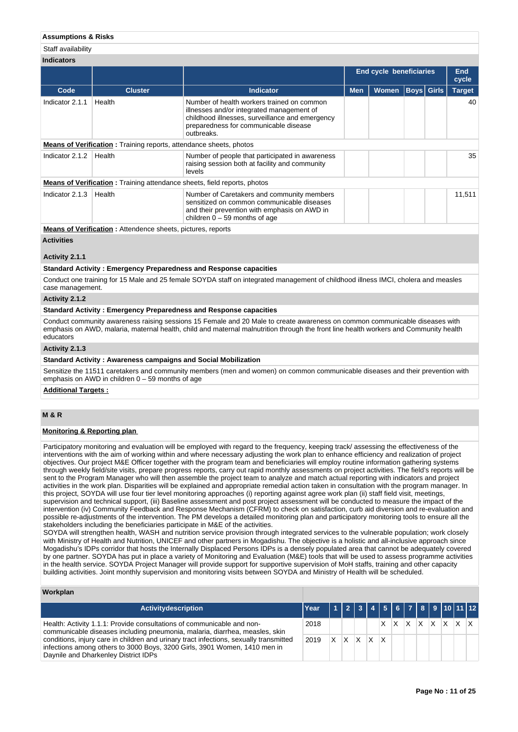**Assumptions & Risks**

Staff availability

**Indicators**

| | | | End cycle beneficiaries | | | | End cycle |
|---|---|---|---|---|---|---|---|
| **Code** | **Cluster** | **Indicator** | **Men** | **Women** | **Boys** | **Girls** | **Target** |
| Indicator 2.1.1 | Health | Number of health workers trained on common illnesses and/or integrated management of childhood illnesses, surveillance and emergency preparedness for communicable disease outbreaks. | | | | | 40 |
| **Means of Verification :** Training reports, attendance sheets, photos | | | | | | | |
| Indicator 2.1.2 | Health | Number of people that participated in awareness raising session both at facility and community levels | | | | | 35 |
| **Means of Verification :** Training attendance sheets, field reports, photos | | | | | | | |
| Indicator 2.1.3 | Health | Number of Caretakers and community members sensitized on common communicable diseases and their prevention with emphasis on AWD in children 0 – 59 months of age | | | | | 11,511 |
| **Means of Verification :** Attendence sheets, pictures, reports | | | | | | | |

**Activities**

**Activity 2.1.1**

**Standard Activity : Emergency Preparedness and Response capacities**

Conduct one training for 15 Male and 25 female SOYDA staff on integrated management of childhood illness IMCI, cholera and measles case management.

**Activity 2.1.2**

**Standard Activity : Emergency Preparedness and Response capacities**

Conduct community awareness raising sessions 15 Female and 20 Male to create awareness on common communicable diseases with emphasis on AWD, malaria, maternal health, child and maternal malnutrition through the front line health workers and Community health educators

**Activity 2.1.3**

**Standard Activity : Awareness campaigns and Social Mobilization**

Sensitize the 11511 caretakers and community members (men and women) on common communicable diseases and their prevention with emphasis on AWD in children 0 – 59 months of age

**Additional Targets :**

## M & R

**Monitoring & Reporting plan**

Participatory monitoring and evaluation will be employed with regard to the frequency, keeping track/ assessing the effectiveness of the interventions with the aim of working within and where necessary adjusting the work plan to enhance efficiency and realization of project objectives. Our project M&E Officer together with the program team and beneficiaries will employ routine information gathering systems through weekly field/site visits, prepare progress reports, carry out rapid monthly assessments on project activities. The field's reports will be sent to the Program Manager who will then assemble the project team to analyze and match actual reporting with indicators and project activities in the work plan. Disparities will be explained and appropriate remedial action taken in consultation with the program manager. In this project, SOYDA will use four tier level monitoring approaches (i) reporting against agree work plan (ii) staff field visit, meetings, supervision and technical support, (iii) Baseline assessment and post project assessment will be conducted to measure the impact of the intervention (iv) Community Feedback and Response Mechanism (CFRM) to check on satisfaction, curb aid diversion and re-evaluation and possible re-adjustments of the intervention. The PM develops a detailed monitoring plan and participatory monitoring tools to ensure all the stakeholders including the beneficiaries participate in M&E of the activities.
SOYDA will strengthen health, WASH and nutrition service provision through integrated services to the vulnerable population; work closely with Ministry of Health and Nutrition, UNICEF and other partners in Mogadishu. The objective is a holistic and all-inclusive approach since Mogadishu's IDPs corridor that hosts the Internally Displaced Persons IDPs is a densely populated area that cannot be adequately covered by one partner. SOYDA has put in place a variety of Monitoring and Evaluation (M&E) tools that will be used to assess programme activities in the health service. SOYDA Project Manager will provide support for supportive supervision of MoH staffs, training and other capacity building activities. Joint monthly supervision and monitoring visits between SOYDA and Ministry of Health will be scheduled.

**Workplan**

| Activitydescription | Year | 1 | 2 | 3 | 4 | 5 | 6 | 7 | 8 | 9 | 10 | 11 | 12 |
|---|---|---|---|---|---|---|---|---|---|---|---|---|---|
| Health: Activity 1.1.1: Provide consultations of communicable and non-communicable diseases including pneumonia, malaria, diarrhea, measles, skin conditions, injury care in children and urinary tract infections, sexually transmitted infections among others to 3000 Boys, 3200 Girls, 3901 Women, 1410 men in Daynile and Dharkenley District IDPs | 2018 | | | | | X | X | X | X | X | X | X | X |
| | 2019 | X | X | X | X | X | | | | | | | |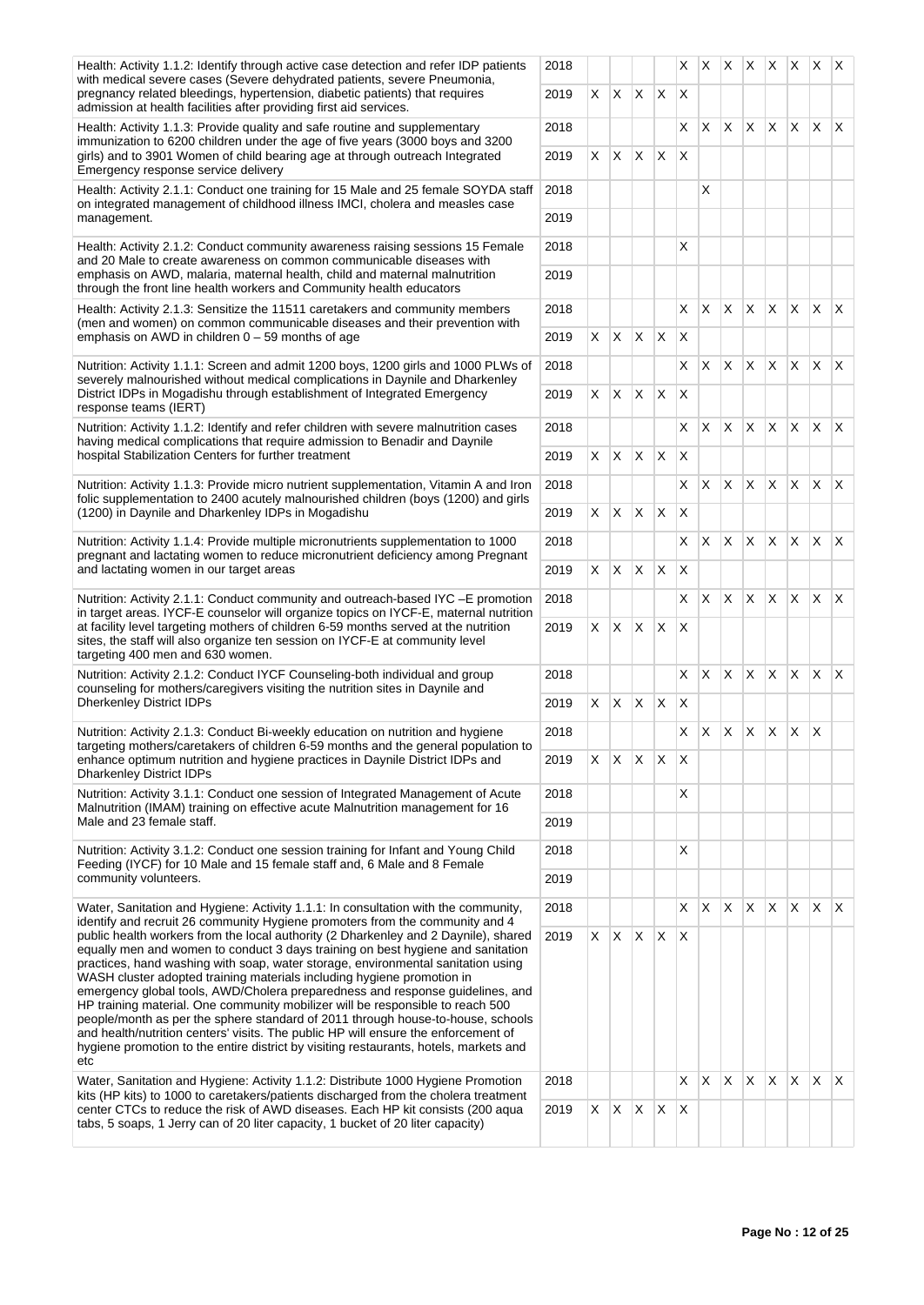| Activity | Year | 1 | 2 | 3 | 4 | 5 | 6 | 7 | 8 | 9 | 10 | 11 | 12 |
|---|---|---|---|---|---|---|---|---|---|---|---|---|---|
| Health: Activity 1.1.2: Identify through active case detection and refer IDP patients with medical severe cases (Severe dehydrated patients, severe Pneumonia, pregnancy related bleedings, hypertension, diabetic patients) that requires admission at health facilities after providing first aid services. | 2018 | | | | | X | X | X | X | X | X | X | X |
| | 2019 | X | X | X | X | X | | | | | | | |
| Health: Activity 1.1.3: Provide quality and safe routine and supplementary immunization to 6200 children under the age of five years (3000 boys and 3200 girls) and to 3901 Women of child bearing age at through outreach Integrated Emergency response service delivery | 2018 | | | | | X | X | X | X | X | X | X | X |
| | 2019 | X | X | X | X | X | | | | | | | |
| Health: Activity 2.1.1: Conduct one training for 15 Male and 25 female SOYDA staff on integrated management of childhood illness IMCI, cholera and measles case management. | 2018 | | | | | | X | | | | | | |
| | 2019 | | | | | | | | | | | | |
| Health: Activity 2.1.2: Conduct community awareness raising sessions 15 Female and 20 Male to create awareness on common communicable diseases with emphasis on AWD, malaria, maternal health, child and maternal malnutrition through the front line health workers and Community health educators | 2018 | | | | | X | | | | | | | |
| | 2019 | | | | | | | | | | | | |
| Health: Activity 2.1.3: Sensitize the 11511 caretakers and community members (men and women) on common communicable diseases and their prevention with emphasis on AWD in children 0 – 59 months of age | 2018 | | | | | X | X | X | X | X | X | X | X |
| | 2019 | X | X | X | X | X | | | | | | | |
| Nutrition: Activity 1.1.1: Screen and admit 1200 boys, 1200 girls and 1000 PLWs of severely malnourished without medical complications in Daynile and Dharkenley District IDPs in Mogadishu through establishment of Integrated Emergency response teams (IERT) | 2018 | | | | | X | X | X | X | X | X | X | X |
| | 2019 | X | X | X | X | X | | | | | | | |
| Nutrition: Activity 1.1.2: Identify and refer children with severe malnutrition cases having medical complications that require admission to Benadir and Daynile hospital Stabilization Centers for further treatment | 2018 | | | | | X | X | X | X | X | X | X | X |
| | 2019 | X | X | X | X | X | | | | | | | |
| Nutrition: Activity 1.1.3: Provide micro nutrient supplementation, Vitamin A and Iron folic supplementation to 2400 acutely malnourished children (boys (1200) and girls (1200) in Daynile and Dharkenley IDPs in Mogadishu | 2018 | | | | | X | X | X | X | X | X | X | X |
| | 2019 | X | X | X | X | X | | | | | | | |
| Nutrition: Activity 1.1.4: Provide multiple micronutrients supplementation to 1000 pregnant and lactating women to reduce micronutrient deficiency among Pregnant and lactating women in our target areas | 2018 | | | | | X | X | X | X | X | X | X | X |
| | 2019 | X | X | X | X | X | | | | | | | |
| Nutrition: Activity 2.1.1: Conduct community and outreach-based IYC –E promotion in target areas. IYCF-E counselor will organize topics on IYCF-E, maternal nutrition at facility level targeting mothers of children 6-59 months served at the nutrition sites, the staff will also organize ten session on IYCF-E at community level targeting 400 men and 630 women. | 2018 | | | | | X | X | X | X | X | X | X | X |
| | 2019 | X | X | X | X | X | | | | | | | |
| Nutrition: Activity 2.1.2: Conduct IYCF Counseling-both individual and group counseling for mothers/caregivers visiting the nutrition sites in Daynile and Dherkenley District IDPs | 2018 | | | | | X | X | X | X | X | X | X | X |
| | 2019 | X | X | X | X | X | | | | | | | |
| Nutrition: Activity 2.1.3: Conduct Bi-weekly education on nutrition and hygiene targeting mothers/caretakers of children 6-59 months and the general population to enhance optimum nutrition and hygiene practices in Daynile District IDPs and Dharkenley District IDPs | 2018 | | | | | X | X | X | X | X | X | X | |
| | 2019 | X | X | X | X | X | | | | | | | |
| Nutrition: Activity 3.1.1: Conduct one session of Integrated Management of Acute Malnutrition (IMAM) training on effective acute Malnutrition management for 16 Male and 23 female staff. | 2018 | | | | | X | | | | | | | |
| | 2019 | | | | | | | | | | | | |
| Nutrition: Activity 3.1.2: Conduct one session training for Infant and Young Child Feeding (IYCF) for 10 Male and 15 female staff and, 6 Male and 8 Female community volunteers. | 2018 | | | | | X | | | | | | | |
| | 2019 | | | | | | | | | | | | |
| Water, Sanitation and Hygiene: Activity 1.1.1: In consultation with the community, identify and recruit 26 community Hygiene promoters from the community and 4 public health workers from the local authority (2 Dharkenley and 2 Daynile), shared equally men and women to conduct 3 days training on best hygiene and sanitation practices, hand washing with soap, water storage, environmental sanitation using WASH cluster adopted training materials including hygiene promotion in emergency global tools, AWD/Cholera preparedness and response guidelines, and HP training material. One community mobilizer will be responsible to reach 500 people/month as per the sphere standard of 2011 through house-to-house, schools and health/nutrition centers' visits. The public HP will ensure the enforcement of hygiene promotion to the entire district by visiting restaurants, hotels, markets and etc | 2018 | | | | | X | X | X | X | X | X | X | X |
| | 2019 | X | X | X | X | X | | | | | | | |
| Water, Sanitation and Hygiene: Activity 1.1.2: Distribute 1000 Hygiene Promotion kits (HP kits) to 1000 to caretakers/patients discharged from the cholera treatment center CTCs to reduce the risk of AWD diseases. Each HP kit consists (200 aqua tabs, 5 soaps, 1 Jerry can of 20 liter capacity, 1 bucket of 20 liter capacity) | 2018 | | | | | X | X | X | X | X | X | X | X |
| | 2019 | X | X | X | X | X | | | | | | | |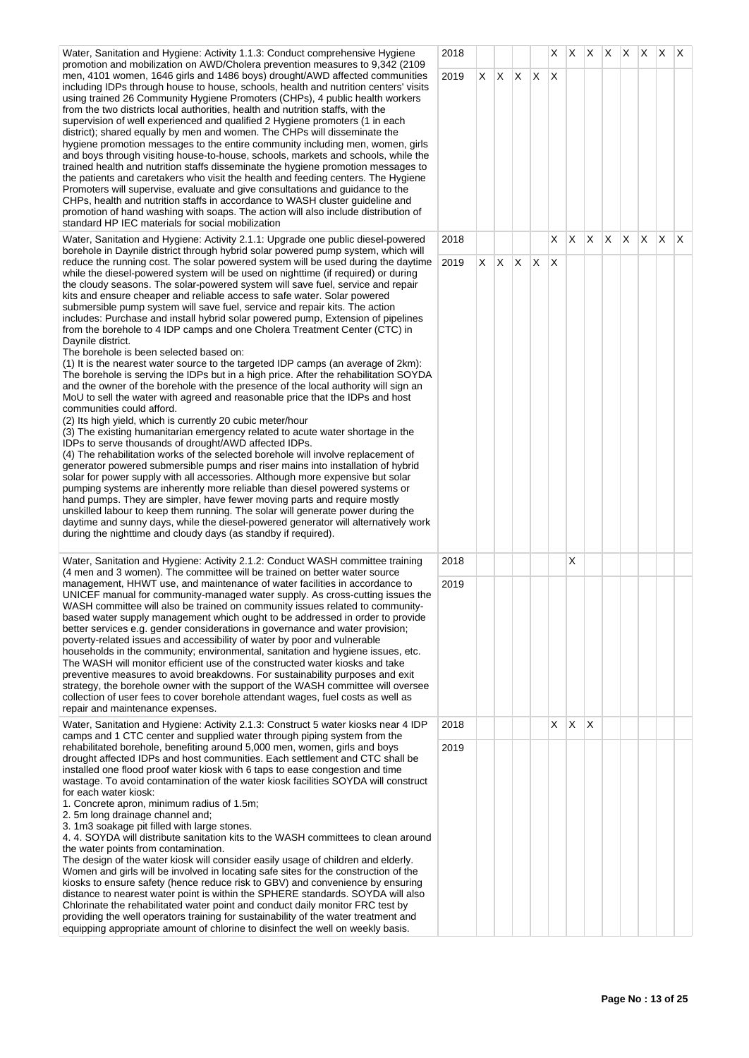| | | | | | | | | | | | | | |
|---|---|---|---|---|---|---|---|---|---|---|---|---|---|
| Water, Sanitation and Hygiene: Activity 1.1.3: Conduct comprehensive Hygiene promotion and mobilization on AWD/Cholera prevention measures to 9,342 (2109 men, 4101 women, 1646 girls and 1486 boys) drought/AWD affected communities including IDPs through house to house, schools, health and nutrition centers' visits using trained 26 Community Hygiene Promoters (CHPs), 4 public health workers from the two districts local authorities, health and nutrition staffs, with the supervision of well experienced and qualified 2 Hygiene promoters (1 in each district); shared equally by men and women. The CHPs will disseminate the hygiene promotion messages to the entire community including men, women, girls and boys through visiting house-to-house, schools, markets and schools, while the trained health and nutrition staffs disseminate the hygiene promotion messages to the patients and caretakers who visit the health and feeding centers. The Hygiene Promoters will supervise, evaluate and give consultations and guidance to the CHPs, health and nutrition staffs in accordance to WASH cluster guideline and promotion of hand washing with soaps. The action will also include distribution of standard HP IEC materials for social mobilization | 2018 | | | | | X | X | X | X | X | X | X | X |
| | 2019 | X | X | X | X | X | | | | | | | |
| Water, Sanitation and Hygiene: Activity 2.1.1: Upgrade one public diesel-powered borehole in Daynile district through hybrid solar powered pump system, which will reduce the running cost. The solar powered system will be used during the daytime while the diesel-powered system will be used on nighttime (if required) or during the cloudy seasons. The solar-powered system will save fuel, service and repair kits and ensure cheaper and reliable access to safe water. Solar powered submersible pump system will save fuel, service and repair kits. The action includes: Purchase and install hybrid solar powered pump, Extension of pipelines from the borehole to 4 IDP camps and one Cholera Treatment Center (CTC) in Daynile district.<br>The borehole is been selected based on:<br>(1) It is the nearest water source to the targeted IDP camps (an average of 2km): The borehole is serving the IDPs but in a high price. After the rehabilitation SOYDA and the owner of the borehole with the presence of the local authority will sign an MoU to sell the water with agreed and reasonable price that the IDPs and host communities could afford.<br>(2) Its high yield, which is currently 20 cubic meter/hour<br>(3) The existing humanitarian emergency related to acute water shortage in the IDPs to serve thousands of drought/AWD affected IDPs.<br>(4) The rehabilitation works of the selected borehole will involve replacement of generator powered submersible pumps and riser mains into installation of hybrid solar for power supply with all accessories. Although more expensive but solar pumping systems are inherently more reliable than diesel powered systems or hand pumps. They are simpler, have fewer moving parts and require mostly unskilled labour to keep them running. The solar will generate power during the daytime and sunny days, while the diesel-powered generator will alternatively work during the nighttime and cloudy days (as standby if required). | 2018 | | | | | X | X | X | X | X | X | X | X |
| | 2019 | X | X | X | X | X | | | | | | | |
| Water, Sanitation and Hygiene: Activity 2.1.2: Conduct WASH committee training (4 men and 3 women). The committee will be trained on better water source management, HHWT use, and maintenance of water facilities in accordance to UNICEF manual for community-managed water supply. As cross-cutting issues the WASH committee will also be trained on community issues related to community-based water supply management which ought to be addressed in order to provide better services e.g. gender considerations in governance and water provision; poverty-related issues and accessibility of water by poor and vulnerable households in the community; environmental, sanitation and hygiene issues, etc. The WASH will monitor efficient use of the constructed water kiosks and take preventive measures to avoid breakdowns. For sustainability purposes and exit strategy, the borehole owner with the support of the WASH committee will oversee collection of user fees to cover borehole attendant wages, fuel costs as well as repair and maintenance expenses. | 2018 | | | | | | X | | | | | | |
| | 2019 | | | | | | | | | | | | |
| Water, Sanitation and Hygiene: Activity 2.1.3: Construct 5 water kiosks near 4 IDP camps and 1 CTC center and supplied water through piping system from the rehabilitated borehole, benefiting around 5,000 men, women, girls and boys drought affected IDPs and host communities. Each settlement and CTC shall be installed one flood proof water kiosk with 6 taps to ease congestion and time wastage. To avoid contamination of the water kiosk facilities SOYDA will construct for each water kiosk:<br>1. Concrete apron, minimum radius of 1.5m;<br>2. 5m long drainage channel and;<br>3. 1m3 soakage pit filled with large stones.<br>4. 4. SOYDA will distribute sanitation kits to the WASH committees to clean around the water points from contamination.<br>The design of the water kiosk will consider easily usage of children and elderly. Women and girls will be involved in locating safe sites for the construction of the kiosks to ensure safety (hence reduce risk to GBV) and convenience by ensuring distance to nearest water point is within the SPHERE standards. SOYDA will also Chlorinate the rehabilitated water point and conduct daily monitor FRC test by providing the well operators training for sustainability of the water treatment and equipping appropriate amount of chlorine to disinfect the well on weekly basis. | 2018 | | | | | X | X | X | | | | | |
| | 2019 | | | | | | | | | | | | |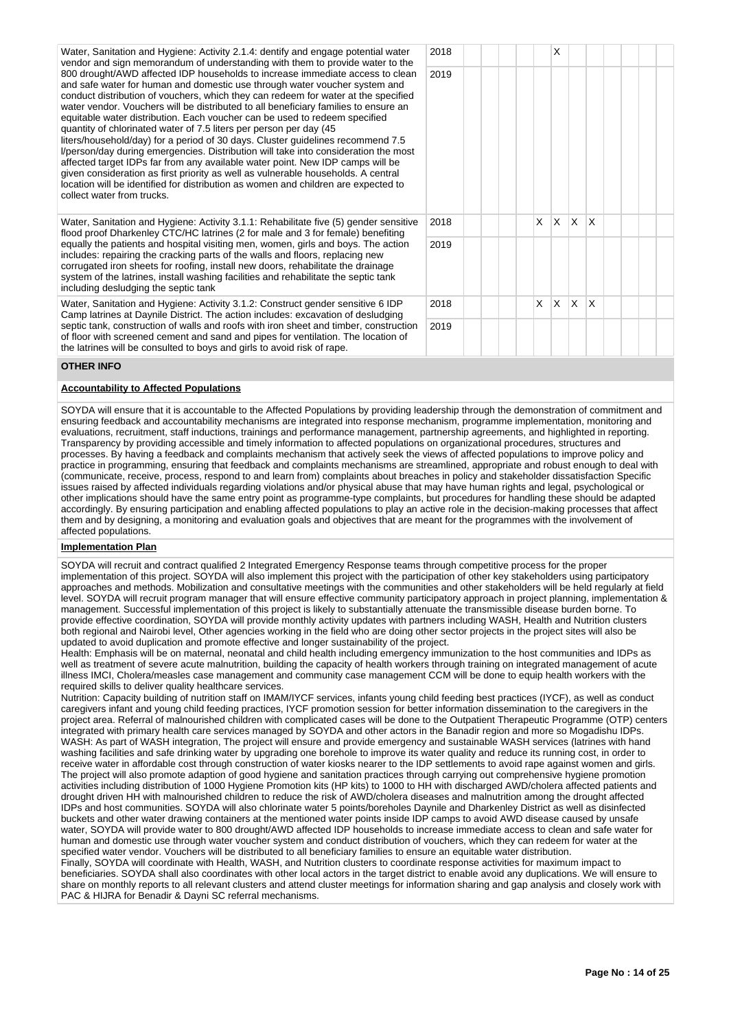| Activity | Year | 1 | 2 | 3 | 4 | 5 | 6 | 7 | 8 | 9 | 10 | 11 | 12 |
|---|---|---|---|---|---|---|---|---|---|---|---|---|---|
| Water, Sanitation and Hygiene: Activity 2.1.4: dentify and engage potential water vendor and sign memorandum of understanding with them to provide water to the 800 drought/AWD affected IDP households to increase immediate access to clean and safe water for human and domestic use through water voucher system and conduct distribution of vouchers, which they can redeem for water at the specified water vendor. Vouchers will be distributed to all beneficiary families to ensure an equitable water distribution. Each voucher can be used to redeem specified quantity of chlorinated water of 7.5 liters per person per day (45 liters/household/day) for a period of 30 days. Cluster guidelines recommend 7.5 l/person/day during emergencies. Distribution will take into consideration the most affected target IDPs far from any available water point. New IDP camps will be given consideration as first priority as well as vulnerable households. A central location will be identified for distribution as women and children are expected to collect water from trucks. | 2018 | | | | | X | | | | | | | |
| | 2019 | | | | | | | | | | | | |
| Water, Sanitation and Hygiene: Activity 3.1.1: Rehabilitate five (5) gender sensitive flood proof Dharkenley CTC/HC latrines (2 for male and 3 for female) benefiting equally the patients and hospital visiting men, women, girls and boys. The action includes: repairing the cracking parts of the walls and floors, replacing new corrugated iron sheets for roofing, install new doors, rehabilitate the drainage system of the latrines, install washing facilities and rehabilitate the septic tank including desludging the septic tank | 2018 | | | | X | X | X | X | | | | | |
| | 2019 | | | | | | | | | | | | |
| Water, Sanitation and Hygiene: Activity 3.1.2: Construct gender sensitive 6 IDP Camp latrines at Daynile District. The action includes: excavation of desludging septic tank, construction of walls and roofs with iron sheet and timber, construction of floor with screened cement and sand and pipes for ventilation. The location of the latrines will be consulted to boys and girls to avoid risk of rape. | 2018 | | | | X | X | X | X | | | | | |
| | 2019 | | | | | | | | | | | | |

## OTHER INFO

### Accountability to Affected Populations

SOYDA will ensure that it is accountable to the Affected Populations by providing leadership through the demonstration of commitment and ensuring feedback and accountability mechanisms are integrated into response mechanism, programme implementation, monitoring and evaluations, recruitment, staff inductions, trainings and performance management, partnership agreements, and highlighted in reporting. Transparency by providing accessible and timely information to affected populations on organizational procedures, structures and processes. By having a feedback and complaints mechanism that actively seek the views of affected populations to improve policy and practice in programming, ensuring that feedback and complaints mechanisms are streamlined, appropriate and robust enough to deal with (communicate, receive, process, respond to and learn from) complaints about breaches in policy and stakeholder dissatisfaction Specific issues raised by affected individuals regarding violations and/or physical abuse that may have human rights and legal, psychological or other implications should have the same entry point as programme-type complaints, but procedures for handling these should be adapted accordingly. By ensuring participation and enabling affected populations to play an active role in the decision-making processes that affect them and by designing, a monitoring and evaluation goals and objectives that are meant for the programmes with the involvement of affected populations.

### Implementation Plan

SOYDA will recruit and contract qualified 2 Integrated Emergency Response teams through competitive process for the proper implementation of this project. SOYDA will also implement this project with the participation of other key stakeholders using participatory approaches and methods. Mobilization and consultative meetings with the communities and other stakeholders will be held regularly at field level. SOYDA will recruit program manager that will ensure effective community participatory approach in project planning, implementation & management. Successful implementation of this project is likely to substantially attenuate the transmissible disease burden borne. To provide effective coordination, SOYDA will provide monthly activity updates with partners including WASH, Health and Nutrition clusters both regional and Nairobi level, Other agencies working in the field who are doing other sector projects in the project sites will also be updated to avoid duplication and promote effective and longer sustainability of the project.
Health: Emphasis will be on maternal, neonatal and child health including emergency immunization to the host communities and IDPs as well as treatment of severe acute malnutrition, building the capacity of health workers through training on integrated management of acute illness IMCI, Cholera/measles case management and community case management CCM will be done to equip health workers with the required skills to deliver quality healthcare services.
Nutrition: Capacity building of nutrition staff on IMAM/IYCF services, infants young child feeding best practices (IYCF), as well as conduct caregivers infant and young child feeding practices, IYCF promotion session for better information dissemination to the caregivers in the project area. Referral of malnourished children with complicated cases will be done to the Outpatient Therapeutic Programme (OTP) centers integrated with primary health care services managed by SOYDA and other actors in the Banadir region and more so Mogadishu IDPs.
WASH: As part of WASH integration, The project will ensure and provide emergency and sustainable WASH services (latrines with hand washing facilities and safe drinking water by upgrading one borehole to improve its water quality and reduce its running cost, in order to receive water in affordable cost through construction of water kiosks nearer to the IDP settlements to avoid rape against women and girls. The project will also promote adaption of good hygiene and sanitation practices through carrying out comprehensive hygiene promotion activities including distribution of 1000 Hygiene Promotion kits (HP kits) to 1000 to HH with discharged AWD/cholera affected patients and drought driven HH with malnourished children to reduce the risk of AWD/cholera diseases and malnutrition among the drought affected IDPs and host communities. SOYDA will also chlorinate water 5 points/boreholes Daynile and Dharkenley District as well as disinfected buckets and other water drawing containers at the mentioned water points inside IDP camps to avoid AWD disease caused by unsafe water, SOYDA will provide water to 800 drought/AWD affected IDP households to increase immediate access to clean and safe water for human and domestic use through water voucher system and conduct distribution of vouchers, which they can redeem for water at the specified water vendor. Vouchers will be distributed to all beneficiary families to ensure an equitable water distribution.
Finally, SOYDA will coordinate with Health, WASH, and Nutrition clusters to coordinate response activities for maximum impact to beneficiaries. SOYDA shall also coordinates with other local actors in the target district to enable avoid any duplications. We will ensure to share on monthly reports to all relevant clusters and attend cluster meetings for information sharing and gap analysis and closely work with PAC & HIJRA for Benadir & Dayni SC referral mechanisms.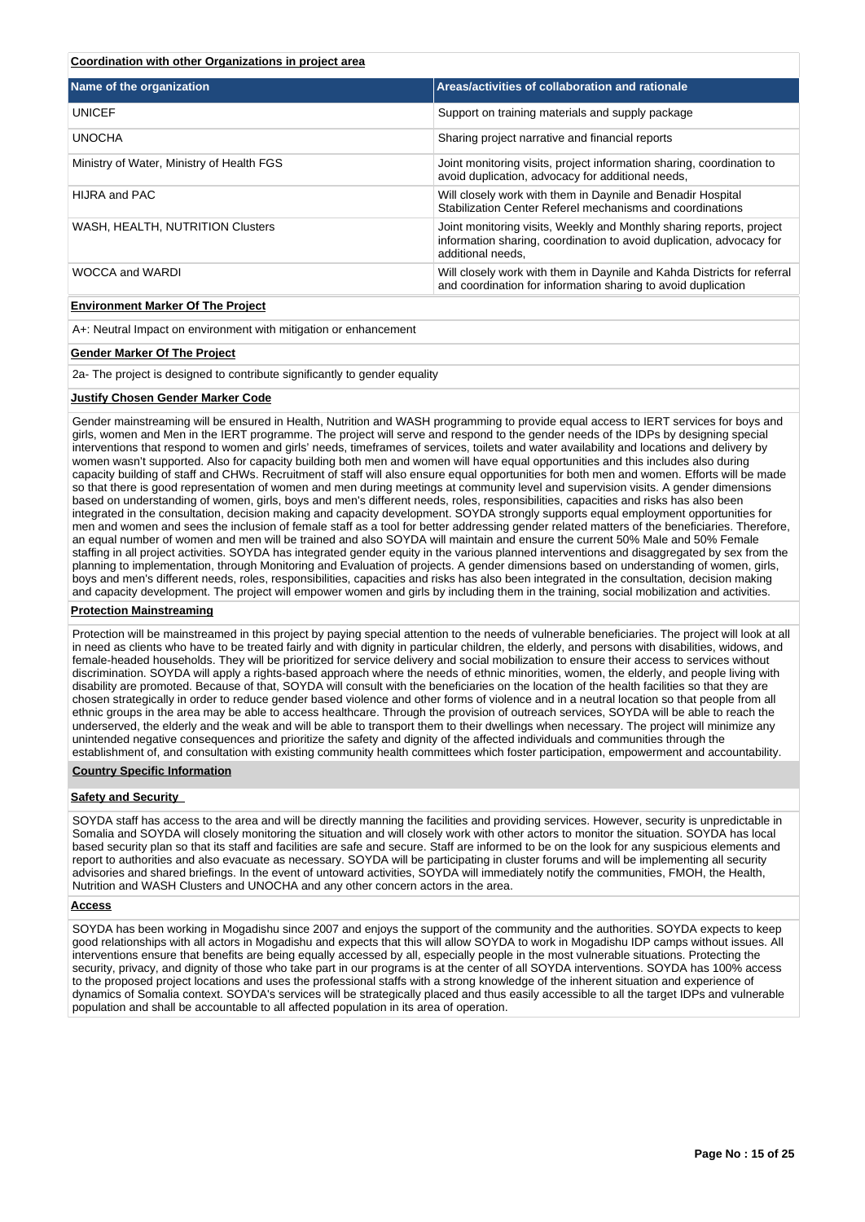**Coordination with other Organizations in project area**

| Name of the organization | Areas/activities of collaboration and rationale |
|---|---|
| UNICEF | Support on training materials and supply package |
| UNOCHA | Sharing project narrative and financial reports |
| Ministry of Water, Ministry of Health FGS | Joint monitoring visits, project information sharing, coordination to avoid duplication, advocacy for additional needs, |
| HIJRA and PAC | Will closely work with them in Daynile and Benadir Hospital Stabilization Center Referel mechanisms and coordinations |
| WASH, HEALTH, NUTRITION Clusters | Joint monitoring visits, Weekly and Monthly sharing reports, project information sharing, coordination to avoid duplication, advocacy for additional needs, |
| WOCCA and WARDI | Will closely work with them in Daynile and Kahda Districts for referral and coordination for information sharing to avoid duplication |

**Environment Marker Of The Project**

A+: Neutral Impact on environment with mitigation or enhancement

**Gender Marker Of The Project**

2a- The project is designed to contribute significantly to gender equality

**Justify Chosen Gender Marker Code**

Gender mainstreaming will be ensured in Health, Nutrition and WASH programming to provide equal access to IERT services for boys and girls, women and Men in the IERT programme. The project will serve and respond to the gender needs of the IDPs by designing special interventions that respond to women and girls' needs, timeframes of services, toilets and water availability and locations and delivery by women wasn't supported. Also for capacity building both men and women will have equal opportunities and this includes also during capacity building of staff and CHWs. Recruitment of staff will also ensure equal opportunities for both men and women. Efforts will be made so that there is good representation of women and men during meetings at community level and supervision visits. A gender dimensions based on understanding of women, girls, boys and men's different needs, roles, responsibilities, capacities and risks has also been integrated in the consultation, decision making and capacity development. SOYDA strongly supports equal employment opportunities for men and women and sees the inclusion of female staff as a tool for better addressing gender related matters of the beneficiaries. Therefore, an equal number of women and men will be trained and also SOYDA will maintain and ensure the current 50% Male and 50% Female staffing in all project activities. SOYDA has integrated gender equity in the various planned interventions and disaggregated by sex from the planning to implementation, through Monitoring and Evaluation of projects. A gender dimensions based on understanding of women, girls, boys and men's different needs, roles, responsibilities, capacities and risks has also been integrated in the consultation, decision making and capacity development. The project will empower women and girls by including them in the training, social mobilization and activities.

**Protection Mainstreaming**

Protection will be mainstreamed in this project by paying special attention to the needs of vulnerable beneficiaries. The project will look at all in need as clients who have to be treated fairly and with dignity in particular children, the elderly, and persons with disabilities, widows, and female-headed households. They will be prioritized for service delivery and social mobilization to ensure their access to services without discrimination. SOYDA will apply a rights-based approach where the needs of ethnic minorities, women, the elderly, and people living with disability are promoted. Because of that, SOYDA will consult with the beneficiaries on the location of the health facilities so that they are chosen strategically in order to reduce gender based violence and other forms of violence and in a neutral location so that people from all ethnic groups in the area may be able to access healthcare. Through the provision of outreach services, SOYDA will be able to reach the underserved, the elderly and the weak and will be able to transport them to their dwellings when necessary. The project will minimize any unintended negative consequences and prioritize the safety and dignity of the affected individuals and communities through the establishment of, and consultation with existing community health committees which foster participation, empowerment and accountability.

**Country Specific Information**

**Safety and Security**

SOYDA staff has access to the area and will be directly manning the facilities and providing services. However, security is unpredictable in Somalia and SOYDA will closely monitoring the situation and will closely work with other actors to monitor the situation. SOYDA has local based security plan so that its staff and facilities are safe and secure. Staff are informed to be on the look for any suspicious elements and report to authorities and also evacuate as necessary. SOYDA will be participating in cluster forums and will be implementing all security advisories and shared briefings. In the event of untoward activities, SOYDA will immediately notify the communities, FMOH, the Health, Nutrition and WASH Clusters and UNOCHA and any other concern actors in the area.

**Access**

SOYDA has been working in Mogadishu since 2007 and enjoys the support of the community and the authorities. SOYDA expects to keep good relationships with all actors in Mogadishu and expects that this will allow SOYDA to work in Mogadishu IDP camps without issues. All interventions ensure that benefits are being equally accessed by all, especially people in the most vulnerable situations. Protecting the security, privacy, and dignity of those who take part in our programs is at the center of all SOYDA interventions. SOYDA has 100% access to the proposed project locations and uses the professional staffs with a strong knowledge of the inherent situation and experience of dynamics of Somalia context. SOYDA's services will be strategically placed and thus easily accessible to all the target IDPs and vulnerable population and shall be accountable to all affected population in its area of operation.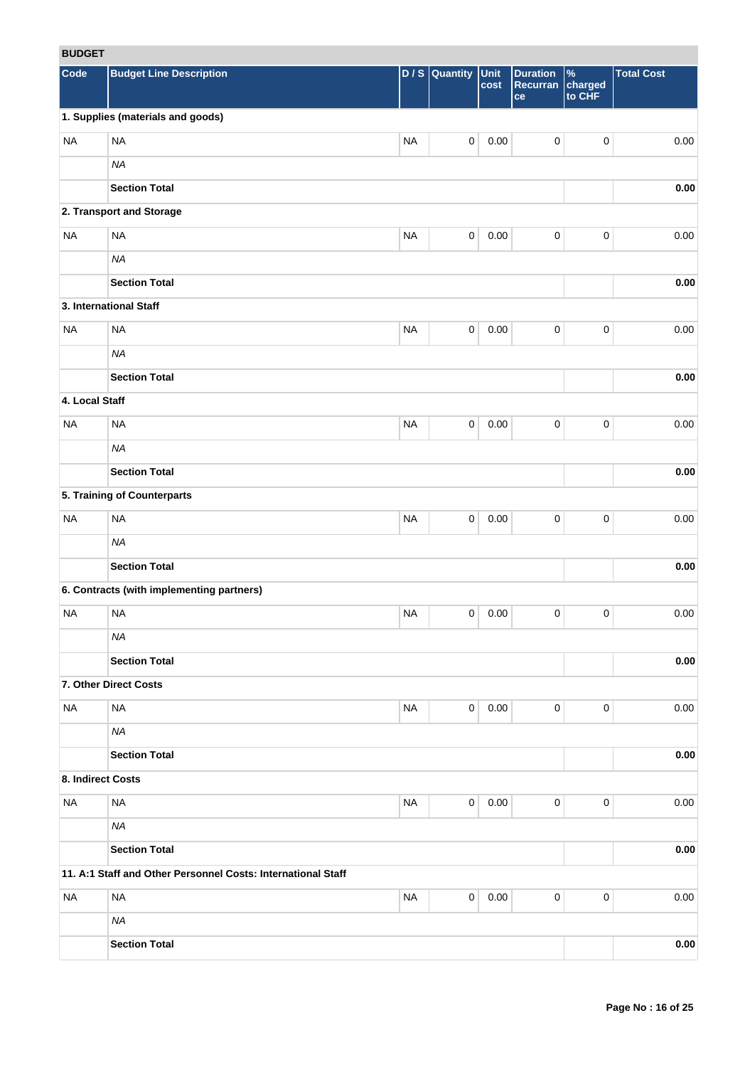## BUDGET

| Code | Budget Line Description | D / S | Quantity | Unit cost | Duration Recurrance | % charged to CHF | Total Cost |
|---|---|---|---|---|---|---|---|
| **1. Supplies (materials and goods)** | | | | | | | |
| NA | NA | NA | 0 | 0.00 | 0 | 0 | 0.00 |
| | *NA* | | | | | | |
| | **Section Total** | | | | | | **0.00** |
| **2. Transport and Storage** | | | | | | | |
| NA | NA | NA | 0 | 0.00 | 0 | 0 | 0.00 |
| | *NA* | | | | | | |
| | **Section Total** | | | | | | **0.00** |
| **3. International Staff** | | | | | | | |
| NA | NA | NA | 0 | 0.00 | 0 | 0 | 0.00 |
| | *NA* | | | | | | |
| | **Section Total** | | | | | | **0.00** |
| **4. Local Staff** | | | | | | | |
| NA | NA | NA | 0 | 0.00 | 0 | 0 | 0.00 |
| | *NA* | | | | | | |
| | **Section Total** | | | | | | **0.00** |
| **5. Training of Counterparts** | | | | | | | |
| NA | NA | NA | 0 | 0.00 | 0 | 0 | 0.00 |
| | *NA* | | | | | | |
| | **Section Total** | | | | | | **0.00** |
| **6. Contracts (with implementing partners)** | | | | | | | |
| NA | NA | NA | 0 | 0.00 | 0 | 0 | 0.00 |
| | *NA* | | | | | | |
| | **Section Total** | | | | | | **0.00** |
| **7. Other Direct Costs** | | | | | | | |
| NA | NA | NA | 0 | 0.00 | 0 | 0 | 0.00 |
| | *NA* | | | | | | |
| | **Section Total** | | | | | | **0.00** |
| **8. Indirect Costs** | | | | | | | |
| NA | NA | NA | 0 | 0.00 | 0 | 0 | 0.00 |
| | *NA* | | | | | | |
| | **Section Total** | | | | | | **0.00** |
| **11. A:1 Staff and Other Personnel Costs: International Staff** | | | | | | | |
| NA | NA | NA | 0 | 0.00 | 0 | 0 | 0.00 |
| | *NA* | | | | | | |
| | **Section Total** | | | | | | **0.00** |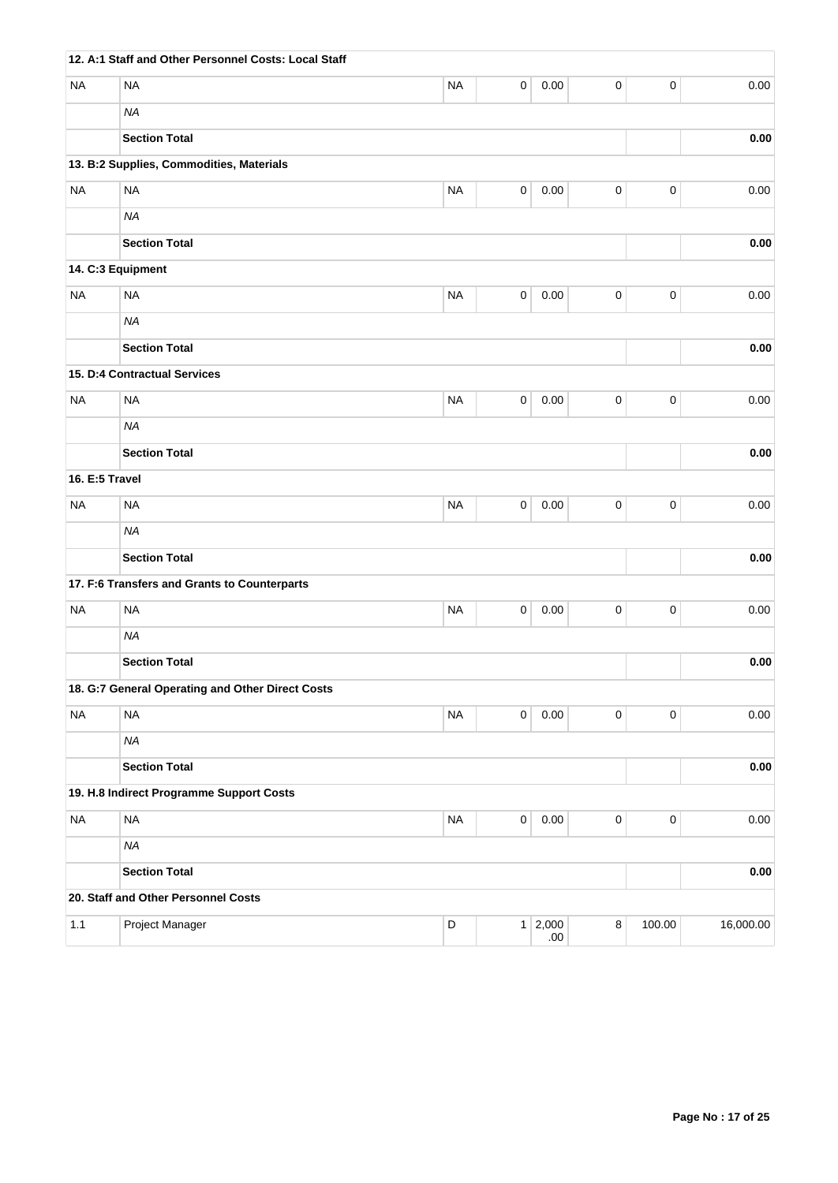| | | | | | | | |
|---|---|---|---|---|---|---|---|
| **12. A:1 Staff and Other Personnel Costs: Local Staff** | | | | | | | |
| NA | NA | NA | 0 | 0.00 | 0 | 0 | 0.00 |
| | *NA* | | | | | | |
| | **Section Total** | | | | | | **0.00** |
| **13. B:2 Supplies, Commodities, Materials** | | | | | | | |
| NA | NA | NA | 0 | 0.00 | 0 | 0 | 0.00 |
| | *NA* | | | | | | |
| | **Section Total** | | | | | | **0.00** |
| **14. C:3 Equipment** | | | | | | | |
| NA | NA | NA | 0 | 0.00 | 0 | 0 | 0.00 |
| | *NA* | | | | | | |
| | **Section Total** | | | | | | **0.00** |
| **15. D:4 Contractual Services** | | | | | | | |
| NA | NA | NA | 0 | 0.00 | 0 | 0 | 0.00 |
| | *NA* | | | | | | |
| | **Section Total** | | | | | | **0.00** |
| **16. E:5 Travel** | | | | | | | |
| NA | NA | NA | 0 | 0.00 | 0 | 0 | 0.00 |
| | *NA* | | | | | | |
| | **Section Total** | | | | | | **0.00** |
| **17. F:6 Transfers and Grants to Counterparts** | | | | | | | |
| NA | NA | NA | 0 | 0.00 | 0 | 0 | 0.00 |
| | *NA* | | | | | | |
| | **Section Total** | | | | | | **0.00** |
| **18. G:7 General Operating and Other Direct Costs** | | | | | | | |
| NA | NA | NA | 0 | 0.00 | 0 | 0 | 0.00 |
| | *NA* | | | | | | |
| | **Section Total** | | | | | | **0.00** |
| **19. H.8 Indirect Programme Support Costs** | | | | | | | |
| NA | NA | NA | 0 | 0.00 | 0 | 0 | 0.00 |
| | *NA* | | | | | | |
| | **Section Total** | | | | | | **0.00** |
| **20. Staff and Other Personnel Costs** | | | | | | | |
| 1.1 | Project Manager | D | 1 | 2,000.00 | 8 | 100.00 | 16,000.00 |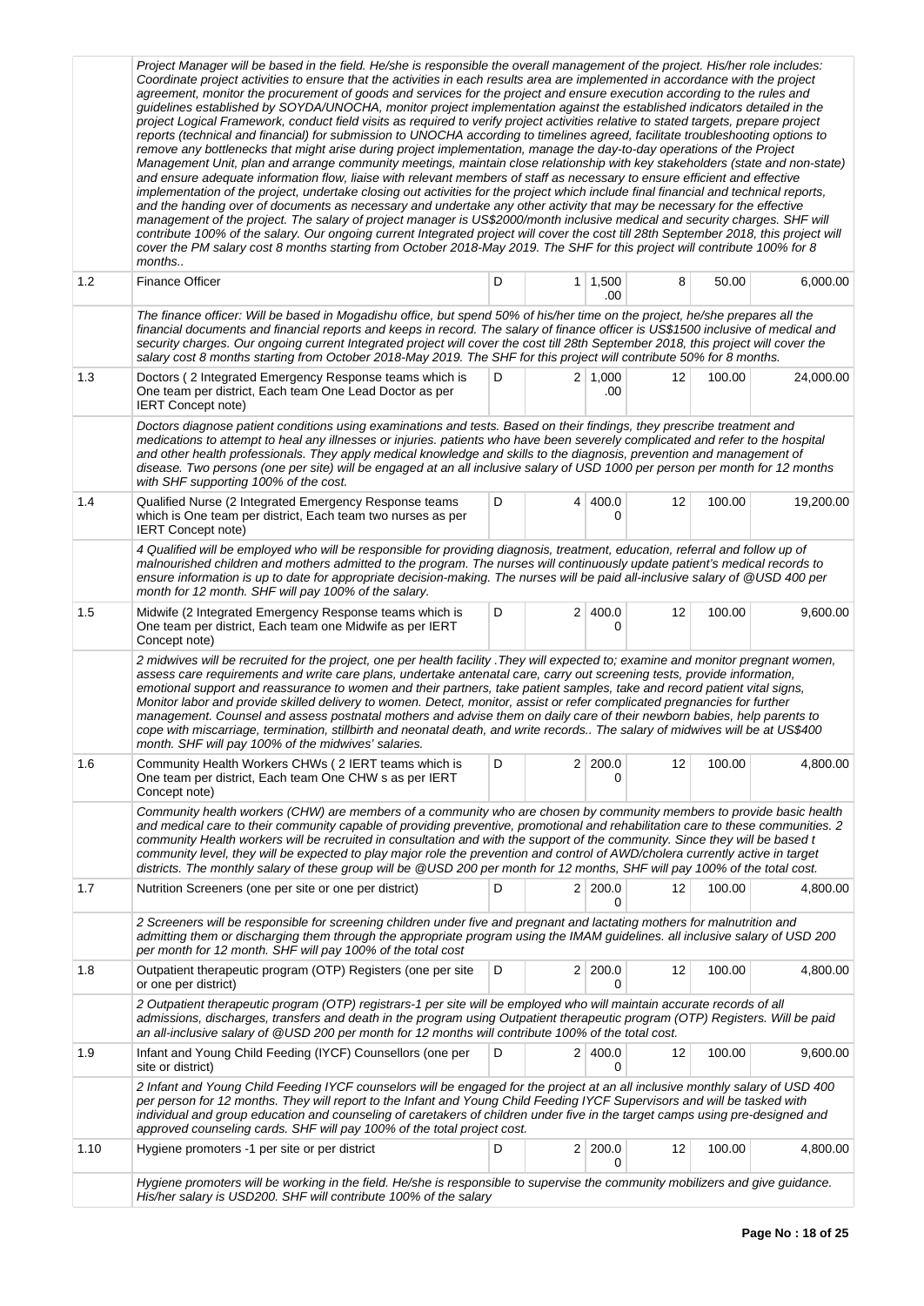| | | | | | | | |
|---|---|---|---|---|---|---|---|
| | *Project Manager will be based in the field. He/she is responsible the overall management of the project. His/her role includes: Coordinate project activities to ensure that the activities in each results area are implemented in accordance with the project agreement, monitor the procurement of goods and services for the project and ensure execution according to the rules and guidelines established by SOYDA/UNOCHA, monitor project implementation against the established indicators detailed in the project Logical Framework, conduct field visits as required to verify project activities relative to stated targets, prepare project reports (technical and financial) for submission to UNOCHA according to timelines agreed, facilitate troubleshooting options to remove any bottlenecks that might arise during project implementation, manage the day-to-day operations of the Project Management Unit, plan and arrange community meetings, maintain close relationship with key stakeholders (state and non-state) and ensure adequate information flow, liaise with relevant members of staff as necessary to ensure efficient and effective implementation of the project, undertake closing out activities for the project which include final financial and technical reports, and the handing over of documents as necessary and undertake any other activity that may be necessary for the effective management of the project. The salary of project manager is US$2000/month inclusive medical and security charges. SHF will contribute 100% of the salary. Our ongoing current Integrated project will cover the cost till 28th September 2018, this project will cover the PM salary cost 8 months starting from October 2018-May 2019. The SHF for this project will contribute 100% for 8 months..* | | | | | | |
| 1.2 | Finance Officer | D | 1 | 1,500.00 | 8 | 50.00 | 6,000.00 |
| | *The finance officer: Will be based in Mogadishu office, but spend 50% of his/her time on the project, he/she prepares all the financial documents and financial reports and keeps in record. The salary of finance officer is US$1500 inclusive of medical and security charges. Our ongoing current Integrated project will cover the cost till 28th September 2018, this project will cover the salary cost 8 months starting from October 2018-May 2019. The SHF for this project will contribute 50% for 8 months.* | | | | | | |
| 1.3 | Doctors ( 2 Integrated Emergency Response teams which is One team per district, Each team One Lead Doctor as per IERT Concept note) | D | 2 | 1,000.00 | 12 | 100.00 | 24,000.00 |
| | *Doctors diagnose patient conditions using examinations and tests. Based on their findings, they prescribe treatment and medications to attempt to heal any illnesses or injuries. patients who have been severely complicated and refer to the hospital and other health professionals. They apply medical knowledge and skills to the diagnosis, prevention and management of disease. Two persons (one per site) will be engaged at an all inclusive salary of USD 1000 per person per month for 12 months with SHF supporting 100% of the cost.* | | | | | | |
| 1.4 | Qualified Nurse (2 Integrated Emergency Response teams which is One team per district, Each team two nurses as per IERT Concept note) | D | 4 | 400.00 | 12 | 100.00 | 19,200.00 |
| | *4 Qualified will be employed who will be responsible for providing diagnosis, treatment, education, referral and follow up of malnourished children and mothers admitted to the program. The nurses will continuously update patient's medical records to ensure information is up to date for appropriate decision-making. The nurses will be paid all-inclusive salary of @USD 400 per month for 12 month. SHF will pay 100% of the salary.* | | | | | | |
| 1.5 | Midwife (2 Integrated Emergency Response teams which is One team per district, Each team one Midwife as per IERT Concept note) | D | 2 | 400.00 | 12 | 100.00 | 9,600.00 |
| | *2 midwives will be recruited for the project, one per health facility .They will expected to; examine and monitor pregnant women, assess care requirements and write care plans, undertake antenatal care, carry out screening tests, provide information, emotional support and reassurance to women and their partners, take patient samples, take and record patient vital signs, Monitor labor and provide skilled delivery to women. Detect, monitor, assist or refer complicated pregnancies for further management. Counsel and assess postnatal mothers and advise them on daily care of their newborn babies, help parents to cope with miscarriage, termination, stillbirth and neonatal death, and write records.. The salary of midwives will be at US$400 month. SHF will pay 100% of the midwives' salaries.* | | | | | | |
| 1.6 | Community Health Workers CHWs ( 2 IERT teams which is One team per district, Each team One CHW s as per IERT Concept note) | D | 2 | 200.00 | 12 | 100.00 | 4,800.00 |
| | *Community health workers (CHW) are members of a community who are chosen by community members to provide basic health and medical care to their community capable of providing preventive, promotional and rehabilitation care to these communities. 2 community Health workers will be recruited in consultation and with the support of the community. Since they will be based t community level, they will be expected to play major role the prevention and control of AWD/cholera currently active in target districts. The monthly salary of these group will be @USD 200 per month for 12 months, SHF will pay 100% of the total cost.* | | | | | | |
| 1.7 | Nutrition Screeners (one per site or one per district) | D | 2 | 200.00 | 12 | 100.00 | 4,800.00 |
| | *2 Screeners will be responsible for screening children under five and pregnant and lactating mothers for malnutrition and admitting them or discharging them through the appropriate program using the IMAM guidelines. all inclusive salary of USD 200 per month for 12 month. SHF will pay 100% of the total cost* | | | | | | |
| 1.8 | Outpatient therapeutic program (OTP) Registers (one per site or one per district) | D | 2 | 200.00 | 12 | 100.00 | 4,800.00 |
| | *2 Outpatient therapeutic program (OTP) registrars-1 per site will be employed who will maintain accurate records of all admissions, discharges, transfers and death in the program using Outpatient therapeutic program (OTP) Registers. Will be paid an all-inclusive salary of @USD 200 per month for 12 months will contribute 100% of the total cost.* | | | | | | |
| 1.9 | Infant and Young Child Feeding (IYCF) Counsellors (one per site or district) | D | 2 | 400.00 | 12 | 100.00 | 9,600.00 |
| | *2 Infant and Young Child Feeding IYCF counselors will be engaged for the project at an all inclusive monthly salary of USD 400 per person for 12 months. They will report to the Infant and Young Child Feeding IYCF Supervisors and will be tasked with individual and group education and counseling of caretakers of children under five in the target camps using pre-designed and approved counseling cards. SHF will pay 100% of the total project cost.* | | | | | | |
| 1.10 | Hygiene promoters -1 per site or per district | D | 2 | 200.00 | 12 | 100.00 | 4,800.00 |
| | *Hygiene promoters will be working in the field. He/she is responsible to supervise the community mobilizers and give guidance. His/her salary is USD200. SHF will contribute 100% of the salary* | | | | | | |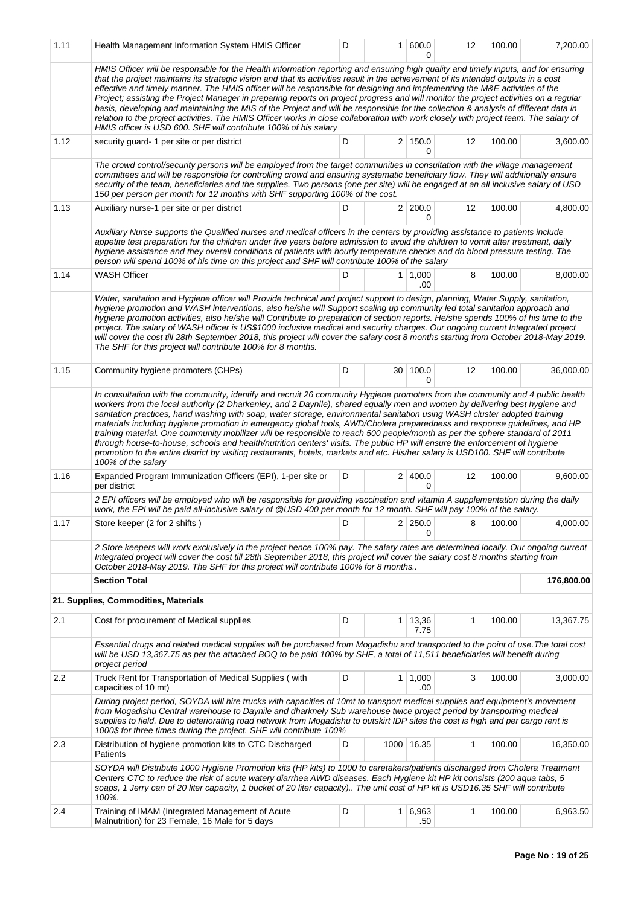| 1.11 | Health Management Information System HMIS Officer | D | 1 | 600.00 | 12 | 100.00 | 7,200.00 |
|---|---|---|---|---|---|---|---|
| | *HMIS Officer will be responsible for the Health information reporting and ensuring high quality and timely inputs, and for ensuring that the project maintains its strategic vision and that its activities result in the achievement of its intended outputs in a cost effective and timely manner. The HMIS officer will be responsible for designing and implementing the M&E activities of the Project; assisting the Project Manager in preparing reports on project progress and will monitor the project activities on a regular basis, developing and maintaining the MIS of the Project and will be responsible for the collection & analysis of different data in relation to the project activities. The HMIS Officer works in close collaboration with work closely with project team. The salary of HMIS officer is USD 600. SHF will contribute 100% of his salary* | | | | | | |
| 1.12 | security guard- 1 per site or per district | D | 2 | 150.00 | 12 | 100.00 | 3,600.00 |
| | *The crowd control/security persons will be employed from the target communities in consultation with the village management committees and will be responsible for controlling crowd and ensuring systematic beneficiary flow. They will additionally ensure security of the team, beneficiaries and the supplies. Two persons (one per site) will be engaged at an all inclusive salary of USD 150 per person per month for 12 months with SHF supporting 100% of the cost.* | | | | | | |
| 1.13 | Auxiliary nurse-1 per site or per district | D | 2 | 200.00 | 12 | 100.00 | 4,800.00 |
| | *Auxiliary Nurse supports the Qualified nurses and medical officers in the centers by providing assistance to patients include appetite test preparation for the children under five years before admission to avoid the children to vomit after treatment, daily hygiene assistance and they overall conditions of patients with hourly temperature checks and do blood pressure testing. The person will spend 100% of his time on this project and SHF will contribute 100% of the salary* | | | | | | |
| 1.14 | WASH Officer | D | 1 | 1,000.00 | 8 | 100.00 | 8,000.00 |
| | *Water, sanitation and Hygiene officer will Provide technical and project support to design, planning, Water Supply, sanitation, hygiene promotion and WASH interventions, also he/she will Support scaling up community led total sanitation approach and hygiene promotion activities, also he/she will Contribute to preparation of section reports. He/she spends 100% of his time to the project. The salary of WASH officer is US$1000 inclusive medical and security charges. Our ongoing current Integrated project will cover the cost till 28th September 2018, this project will cover the salary cost 8 months starting from October 2018-May 2019. The SHF for this project will contribute 100% for 8 months.* | | | | | | |
| 1.15 | Community hygiene promoters (CHPs) | D | 30 | 100.00 | 12 | 100.00 | 36,000.00 |
| | *In consultation with the community, identify and recruit 26 community Hygiene promoters from the community and 4 public health workers from the local authority (2 Dharkenley, and 2 Daynile), shared equally men and women by delivering best hygiene and sanitation practices, hand washing with soap, water storage, environmental sanitation using WASH cluster adopted training materials including hygiene promotion in emergency global tools, AWD/Cholera preparedness and response guidelines, and HP training material. One community mobilizer will be responsible to reach 500 people/month as per the sphere standard of 2011 through house-to-house, schools and health/nutrition centers' visits. The public HP will ensure the enforcement of hygiene promotion to the entire district by visiting restaurants, hotels, markets and etc. His/her salary is USD100. SHF will contribute 100% of the salary* | | | | | | |
| 1.16 | Expanded Program Immunization Officers (EPI), 1-per site or per district | D | 2 | 400.00 | 12 | 100.00 | 9,600.00 |
| | *2 EPI officers will be employed who will be responsible for providing vaccination and vitamin A supplementation during the daily work, the EPI will be paid all-inclusive salary of @USD 400 per month for 12 month. SHF will pay 100% of the salary.* | | | | | | |
| 1.17 | Store keeper (2 for 2 shifts ) | D | 2 | 250.00 | 8 | 100.00 | 4,000.00 |
| | *2 Store keepers will work exclusively in the project hence 100% pay. The salary rates are determined locally. Our ongoing current Integrated project will cover the cost till 28th September 2018, this project will cover the salary cost 8 months starting from October 2018-May 2019. The SHF for this project will contribute 100% for 8 months..* | | | | | | |
| | **Section Total** | | | | | | **176,800.00** |
| | **21. Supplies, Commodities, Materials** | | | | | | |
| 2.1 | Cost for procurement of Medical supplies | D | 1 | 13,367.75 | 1 | 100.00 | 13,367.75 |
| | *Essential drugs and related medical supplies will be purchased from Mogadishu and transported to the point of use.The total cost will be USD 13,367.75 as per the attached BOQ to be paid 100% by SHF, a total of 11,511 beneficiaries will benefit during project period* | | | | | | |
| 2.2 | Truck Rent for Transportation of Medical Supplies ( with capacities of 10 mt) | D | 1 | 1,000.00 | 3 | 100.00 | 3,000.00 |
| | *During project period, SOYDA will hire trucks with capacities of 10mt to transport medical supplies and equipment's movement from Mogadishu Central warehouse to Daynile and dharknely Sub warehouse twice project period by transporting medical supplies to field. Due to deteriorating road network from Mogadishu to outskirt IDP sites the cost is high and per cargo rent is 1000$ for three times during the project. SHF will contribute 100%* | | | | | | |
| 2.3 | Distribution of hygiene promotion kits to CTC Discharged Patients | D | 1000 | 16.35 | 1 | 100.00 | 16,350.00 |
| | *SOYDA will Distribute 1000 Hygiene Promotion kits (HP kits) to 1000 to caretakers/patients discharged from Cholera Treatment Centers CTC to reduce the risk of acute watery diarrhea AWD diseases. Each Hygiene kit HP kit consists (200 aqua tabs, 5 soaps, 1 Jerry can of 20 liter capacity, 1 bucket of 20 liter capacity).. The unit cost of HP kit is USD16.35 SHF will contribute 100%.* | | | | | | |
| 2.4 | Training of IMAM (Integrated Management of Acute Malnutrition) for 23 Female, 16 Male for 5 days | D | 1 | 6,963.50 | 1 | 100.00 | 6,963.50 |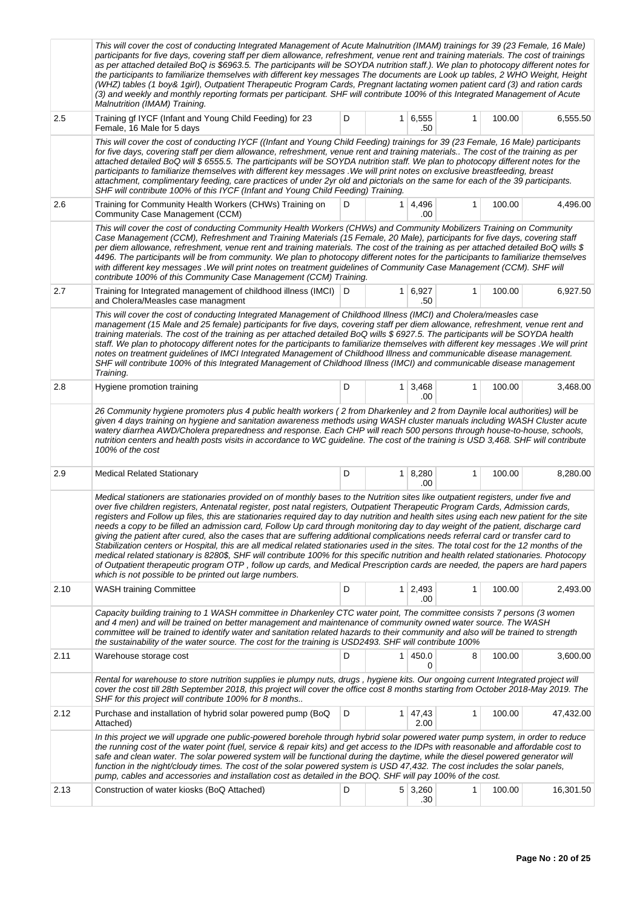| | | | | | | | |
|---|---|---|---|---|---|---|---|
| | *This will cover the cost of conducting Integrated Management of Acute Malnutrition (IMAM) trainings for 39 (23 Female, 16 Male) participants for five days, covering staff per diem allowance, refreshment, venue rent and training materials. The cost of trainings as per attached detailed BoQ is $6963.5. The participants will be SOYDA nutrition staff.). We plan to photocopy different notes for the participants to familiarize themselves with different key messages The documents are Look up tables, 2 WHO Weight, Height (WHZ) tables (1 boy& 1girl), Outpatient Therapeutic Program Cards, Pregnant lactating women patient card (3) and ration cards (3) and weekly and monthly reporting formats per participant. SHF will contribute 100% of this Integrated Management of Acute Malnutrition (IMAM) Training.* | | | | | | |
| 2.5 | Training gf IYCF (Infant and Young Child Feeding) for 23 Female, 16 Male for 5 days | D | 1 | 6,555.50 | 1 | 100.00 | 6,555.50 |
| | *This will cover the cost of conducting IYCF ((Infant and Young Child Feeding) trainings for 39 (23 Female, 16 Male) participants for five days, covering staff per diem allowance, refreshment, venue rent and training materials.. The cost of the training as per attached detailed BoQ will $ 6555.5. The participants will be SOYDA nutrition staff. We plan to photocopy different notes for the participants to familiarize themselves with different key messages .We will print notes on exclusive breastfeeding, breast attachment, complimentary feeding, care practices of under 2yr old and pictorials on the same for each of the 39 participants. SHF will contribute 100% of this IYCF (Infant and Young Child Feeding) Training.* | | | | | | |
| 2.6 | Training for Community Health Workers (CHWs) Training on Community Case Management (CCM) | D | 1 | 4,496.00 | 1 | 100.00 | 4,496.00 |
| | *This will cover the cost of conducting Community Health Workers (CHWs) and Community Mobilizers Training on Community Case Management (CCM), Refreshment and Training Materials (15 Female, 20 Male), participants for five days, covering staff per diem allowance, refreshment, venue rent and training materials. The cost of the training as per attached detailed BoQ wills $ 4496. The participants will be from community. We plan to photocopy different notes for the participants to familiarize themselves with different key messages .We will print notes on treatment guidelines of Community Case Management (CCM). SHF will contribute 100% of this Community Case Management (CCM) Training.* | | | | | | |
| 2.7 | Training for Integrated management of childhood illness (IMCI) and Cholera/Measles case managment | D | 1 | 6,927.50 | 1 | 100.00 | 6,927.50 |
| | *This will cover the cost of conducting Integrated Management of Childhood Illness (IMCI) and Cholera/measles case management (15 Male and 25 female) participants for five days, covering staff per diem allowance, refreshment, venue rent and training materials. The cost of the training as per attached detailed BoQ wills $ 6927.5. The participants will be SOYDA health staff. We plan to photocopy different notes for the participants to familiarize themselves with different key messages .We will print notes on treatment guidelines of IMCI Integrated Management of Childhood Illness and communicable disease management. SHF will contribute 100% of this Integrated Management of Childhood Illness (IMCI) and communicable disease management Training.* | | | | | | |
| 2.8 | Hygiene promotion training | D | 1 | 3,468.00 | 1 | 100.00 | 3,468.00 |
| | *26 Community hygiene promoters plus 4 public health workers ( 2 from Dharkenley and 2 from Daynile local authorities) will be given 4 days training on hygiene and sanitation awareness methods using WASH cluster manuals including WASH Cluster acute watery diarrhea AWD/Cholera preparedness and response. Each CHP will reach 500 persons through house-to-house, schools, nutrition centers and health posts visits in accordance to WC guideline. The cost of the training is USD 3,468. SHF will contribute 100% of the cost* | | | | | | |
| 2.9 | Medical Related Stationary | D | 1 | 8,280.00 | 1 | 100.00 | 8,280.00 |
| | *Medical stationers are stationaries provided on of monthly bases to the Nutrition sites like outpatient registers, under five and over five children registers, Antenatal register, post natal registers, Outpatient Therapeutic Program Cards, Admission cards, registers and Follow up files, this are stationaries required day to day nutrition and health sites using each new patient for the site needs a copy to be filled an admission card, Follow Up card through monitoring day to day weight of the patient, discharge card giving the patient after cured, also the cases that are suffering additional complications needs referral card or transfer card to Stabilization centers or Hospital, this are all medical related stationaries used in the sites. The total cost for the 12 months of the medical related stationary is 8280$, SHF will contribute 100% for this specific nutrition and health related stationaries. Photocopy of Outpatient therapeutic program OTP , follow up cards, and Medical Prescription cards are needed, the papers are hard papers which is not possible to be printed out large numbers.* | | | | | | |
| 2.10 | WASH training Committee | D | 1 | 2,493.00 | 1 | 100.00 | 2,493.00 |
| | *Capacity building training to 1 WASH committee in Dharkenley CTC water point, The committee consists 7 persons (3 women and 4 men) and will be trained on better management and maintenance of community owned water source. The WASH committee will be trained to identify water and sanitation related hazards to their community and also will be trained to strength the sustainability of the water source. The cost for the training is USD2493. SHF will contribute 100%* | | | | | | |
| 2.11 | Warehouse storage cost | D | 1 | 450.00 | 8 | 100.00 | 3,600.00 |
| | *Rental for warehouse to store nutrition supplies ie plumpy nuts, drugs , hygiene kits. Our ongoing current Integrated project will cover the cost till 28th September 2018, this project will cover the office cost 8 months starting from October 2018-May 2019. The SHF for this project will contribute 100% for 8 months..* | | | | | | |
| 2.12 | Purchase and installation of hybrid solar powered pump (BoQ Attached) | D | 1 | 47,432.00 | 1 | 100.00 | 47,432.00 |
| | *In this project we will upgrade one public-powered borehole through hybrid solar powered water pump system, in order to reduce the running cost of the water point (fuel, service & repair kits) and get access to the IDPs with reasonable and affordable cost to safe and clean water. The solar powered system will be functional during the daytime, while the diesel powered generator will function in the night/cloudy times. The cost of the solar powered system is USD 47,432. The cost includes the solar panels, pump, cables and accessories and installation cost as detailed in the BOQ. SHF will pay 100% of the cost.* | | | | | | |
| 2.13 | Construction of water kiosks (BoQ Attached) | D | 5 | 3,260.30 | 1 | 100.00 | 16,301.50 |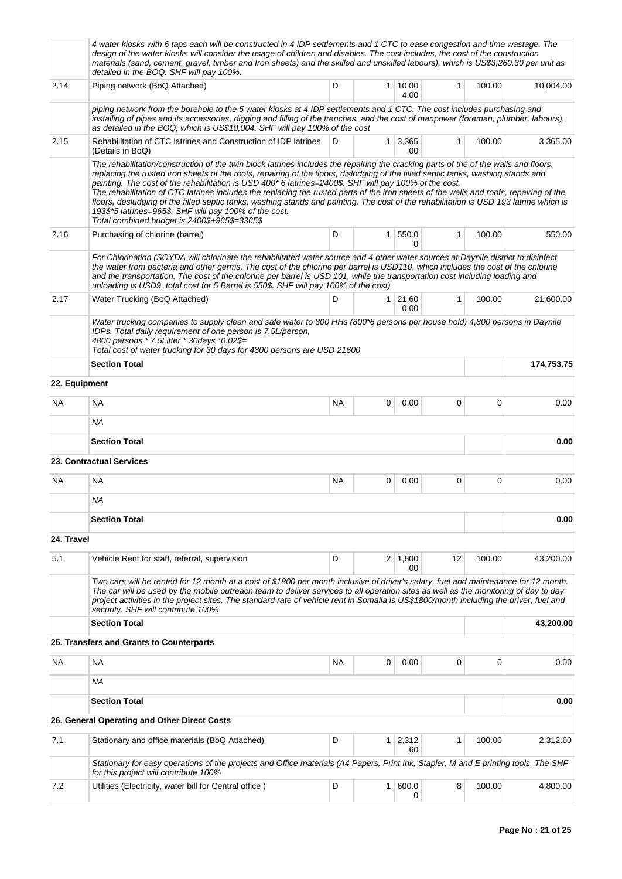| | | | | | | | |
|---|---|---|---|---|---|---|---|
| | 4 water kiosks with 6 taps each will be constructed in 4 IDP settlements and 1 CTC to ease congestion and time wastage. The design of the water kiosks will consider the usage of children and disables. The cost includes, the cost of the construction materials (sand, cement, gravel, timber and Iron sheets) and the skilled and unskilled labours), which is US$3,260.30 per unit as detailed in the BOQ. SHF will pay 100%. | | | | | | |
| 2.14 | Piping network (BoQ Attached) | D | 1 | 10,004.00 | 1 | 100.00 | 10,004.00 |
| | piping network from the borehole to the 5 water kiosks at 4 IDP settlements and 1 CTC. The cost includes purchasing and installing of pipes and its accessories, digging and filling of the trenches, and the cost of manpower (foreman, plumber, labours), as detailed in the BOQ, which is US$10,004. SHF will pay 100% of the cost | | | | | | |
| 2.15 | Rehabilitation of CTC latrines and Construction of IDP latrines (Details in BoQ) | D | 1 | 3,365.00 | 1 | 100.00 | 3,365.00 |
| | The rehabilitation/construction of the twin block latrines includes the repairing the cracking parts of the of the walls and floors, replacing the rusted iron sheets of the roofs, repairing of the floors, dislodging of the filled septic tanks, washing stands and painting. The cost of the rehabilitation is USD 400* 6 latrines=2400$. SHF will pay 100% of the cost.<br>The rehabilitation of CTC latrines includes the replacing the rusted parts of the iron sheets of the walls and roofs, repairing of the floors, desludging of the filled septic tanks, washing stands and painting. The cost of the rehabilitation is USD 193 latrine which is 193$*5 latrines=965$. SHF will pay 100% of the cost.<br>Total combined budget is 2400$+965$=3365$ | | | | | | |
| 2.16 | Purchasing of chlorine (barrel) | D | 1 | 550.00 | 1 | 100.00 | 550.00 |
| | For Chlorination (SOYDA will chlorinate the rehabilitated water source and 4 other water sources at Daynile district to disinfect the water from bacteria and other germs. The cost of the chlorine per barrel is USD110, which includes the cost of the chlorine and the transportation. The cost of the chlorine per barrel is USD 101, while the transportation cost including loading and unloading is USD9, total cost for 5 Barrel is 550$. SHF will pay 100% of the cost) | | | | | | |
| 2.17 | Water Trucking (BoQ Attached) | D | 1 | 21,600.00 | 1 | 100.00 | 21,600.00 |
| | Water trucking companies to supply clean and safe water to 800 HHs (800*6 persons per house hold) 4,800 persons in Daynile IDPs. Total daily requirement of one person is 7.5L/person,<br>4800 persons * 7.5Litter * 30days *0.02$=<br>Total cost of water trucking for 30 days for 4800 persons are USD 21600 | | | | | | |
| | **Section Total** | | | | | | **174,753.75** |
| **22. Equipment** | | | | | | | |
| NA | NA | NA | 0 | 0.00 | 0 | 0 | 0.00 |
| | NA | | | | | | |
| | **Section Total** | | | | | | **0.00** |
| | **23. Contractual Services** | | | | | | |
| NA | NA | NA | 0 | 0.00 | 0 | 0 | 0.00 |
| | NA | | | | | | |
| | **Section Total** | | | | | | **0.00** |
| **24. Travel** | | | | | | | |
| 5.1 | Vehicle Rent for staff, referral, supervision | D | 2 | 1,800.00 | 12 | 100.00 | 43,200.00 |
| | Two cars will be rented for 12 month at a cost of $1800 per month inclusive of driver's salary, fuel and maintenance for 12 month. The car will be used by the mobile outreach team to deliver services to all operation sites as well as the monitoring of day to day project activities in the project sites. The standard rate of vehicle rent in Somalia is US$1800/month including the driver, fuel and security. SHF will contribute 100% | | | | | | |
| | **Section Total** | | | | | | **43,200.00** |
| | **25. Transfers and Grants to Counterparts** | | | | | | |
| NA | NA | NA | 0 | 0.00 | 0 | 0 | 0.00 |
| | NA | | | | | | |
| | **Section Total** | | | | | | **0.00** |
| | **26. General Operating and Other Direct Costs** | | | | | | |
| 7.1 | Stationary and office materials (BoQ Attached) | D | 1 | 2,312.60 | 1 | 100.00 | 2,312.60 |
| | Stationary for easy operations of the projects and Office materials (A4 Papers, Print Ink, Stapler, M and E printing tools. The SHF for this project will contribute 100% | | | | | | |
| 7.2 | Utilities (Electricity, water bill for Central office ) | D | 1 | 600.00 | 8 | 100.00 | 4,800.00 |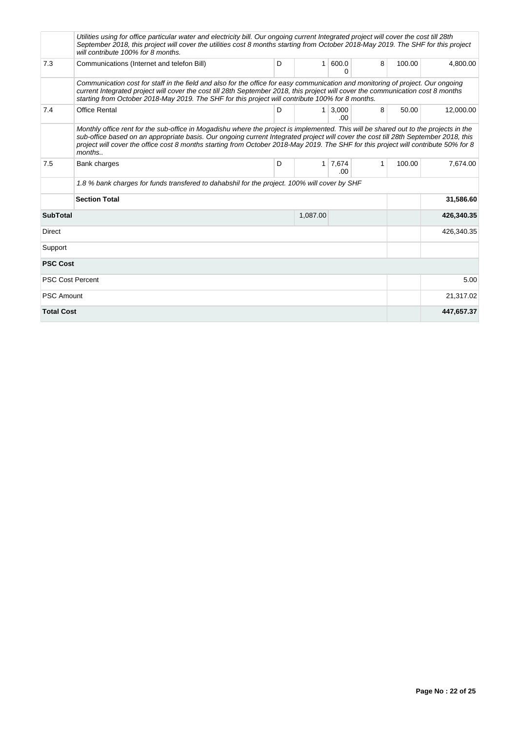| | | | | | | | |
|---|---|---|---|---|---|---|---|
| | *Utilities using for office particular water and electricity bill. Our ongoing current Integrated project will cover the cost till 28th September 2018, this project will cover the utilities cost 8 months starting from October 2018-May 2019. The SHF for this project will contribute 100% for 8 months.* | | | | | | |
| 7.3 | Communications (Internet and telefon Bill) | D | 1 | 600.00 | 8 | 100.00 | 4,800.00 |
| | *Communication cost for staff in the field and also for the office for easy communication and monitoring of project. Our ongoing current Integrated project will cover the cost till 28th September 2018, this project will cover the communication cost 8 months starting from October 2018-May 2019. The SHF for this project will contribute 100% for 8 months.* | | | | | | |
| 7.4 | Office Rental | D | 1 | 3,000.00 | 8 | 50.00 | 12,000.00 |
| | *Monthly office rent for the sub-office in Mogadishu where the project is implemented. This will be shared out to the projects in the sub-office based on an appropriate basis. Our ongoing current Integrated project will cover the cost till 28th September 2018, this project will cover the office cost 8 months starting from October 2018-May 2019. The SHF for this project will contribute 50% for 8 months..* | | | | | | |
| 7.5 | Bank charges | D | 1 | 7,674.00 | 1 | 100.00 | 7,674.00 |
| | *1.8 % bank charges for funds transfered to dahabshil for the project. 100% will cover by SHF* | | | | | | |
| | **Section Total** | | | | | | **31,586.60** |
| **SubTotal** | | | 1,087.00 | | | | **426,340.35** |
| Direct | | | | | | | 426,340.35 |
| Support | | | | | | | |
| **PSC Cost** | | | | | | | |
| PSC Cost Percent | | | | | | | 5.00 |
| PSC Amount | | | | | | | 21,317.02 |
| **Total Cost** | | | | | | | **447,657.37** |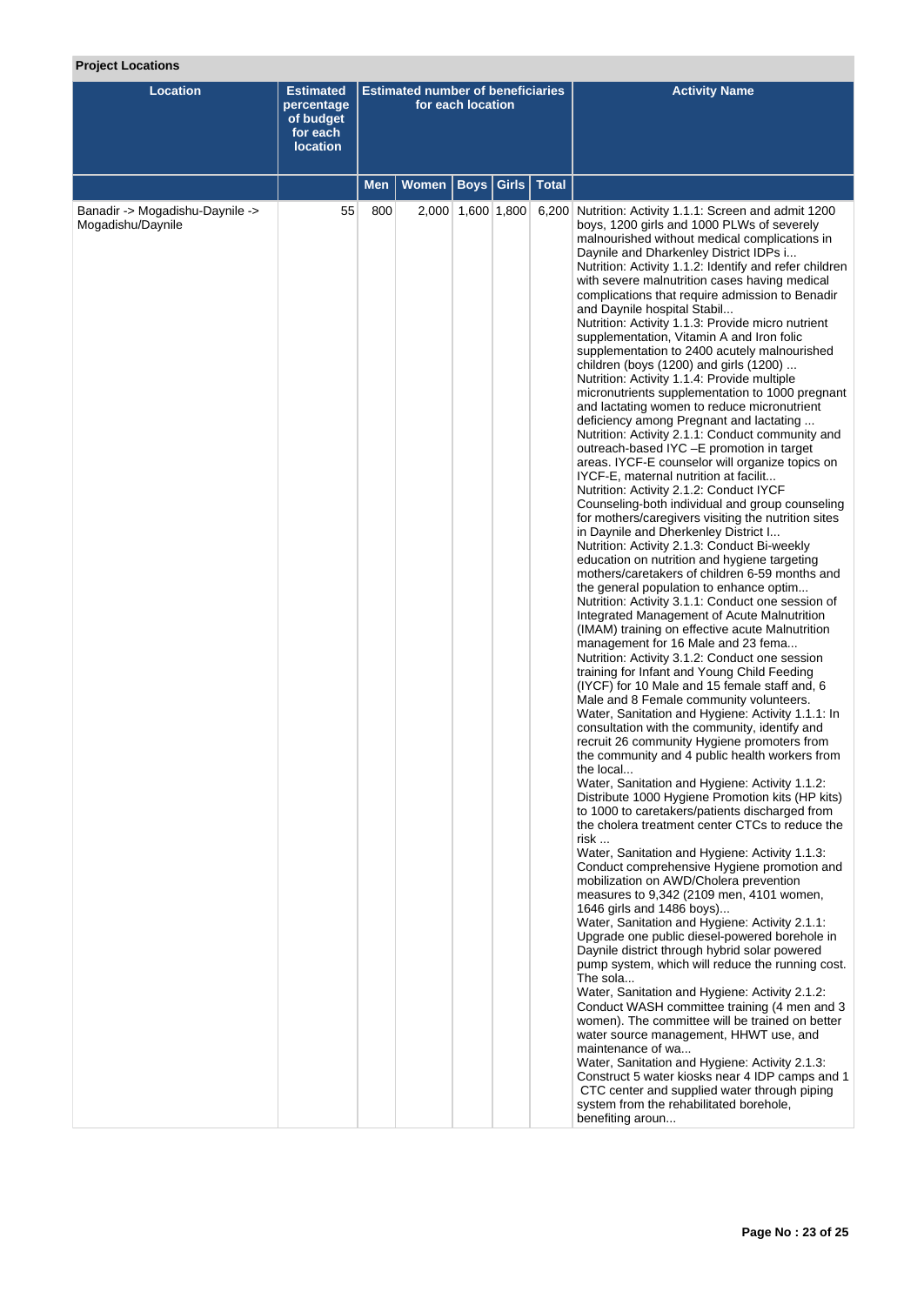**Project Locations**

| Location | Estimated percentage of budget for each location | Estimated number of beneficiaries for each location | | | | | Activity Name |
|---|---|---|---|---|---|---|---|
| | | Men | Women | Boys | Girls | Total | |
| Banadir -> Mogadishu-Daynile -> Mogadishu/Daynile | 55 | 800 | 2,000 | 1,600 | 1,800 | 6,200 | Nutrition: Activity 1.1.1: Screen and admit 1200 boys, 1200 girls and 1000 PLWs of severely malnourished without medical complications in Daynile and Dharkenley District IDPs i...<br>Nutrition: Activity 1.1.2: Identify and refer children with severe malnutrition cases having medical complications that require admission to Benadir and Daynile hospital Stabil...<br>Nutrition: Activity 1.1.3: Provide micro nutrient supplementation, Vitamin A and Iron folic supplementation to 2400 acutely malnourished children (boys (1200) and girls (1200) ...<br>Nutrition: Activity 1.1.4: Provide multiple micronutrients supplementation to 1000 pregnant and lactating women to reduce micronutrient deficiency among Pregnant and lactating ...<br>Nutrition: Activity 2.1.1: Conduct community and outreach-based IYC –E promotion in target areas. IYCF-E counselor will organize topics on IYCF-E, maternal nutrition at facilit...<br>Nutrition: Activity 2.1.2: Conduct IYCF Counseling-both individual and group counseling for mothers/caregivers visiting the nutrition sites in Daynile and Dherkenley District I...<br>Nutrition: Activity 2.1.3: Conduct Bi-weekly education on nutrition and hygiene targeting mothers/caretakers of children 6-59 months and the general population to enhance optim...<br>Nutrition: Activity 3.1.1: Conduct one session of Integrated Management of Acute Malnutrition (IMAM) training on effective acute Malnutrition management for 16 Male and 23 fema...<br>Nutrition: Activity 3.1.2: Conduct one session training for Infant and Young Child Feeding (IYCF) for 10 Male and 15 female staff and, 6 Male and 8 Female community volunteers.<br>Water, Sanitation and Hygiene: Activity 1.1.1: In consultation with the community, identify and recruit 26 community Hygiene promoters from the community and 4 public health workers from the local...<br>Water, Sanitation and Hygiene: Activity 1.1.2: Distribute 1000 Hygiene Promotion kits (HP kits) to 1000 to caretakers/patients discharged from the cholera treatment center CTCs to reduce the risk ...<br>Water, Sanitation and Hygiene: Activity 1.1.3: Conduct comprehensive Hygiene promotion and mobilization on AWD/Cholera prevention measures to 9,342 (2109 men, 4101 women, 1646 girls and 1486 boys)...<br>Water, Sanitation and Hygiene: Activity 2.1.1: Upgrade one public diesel-powered borehole in Daynile district through hybrid solar powered pump system, which will reduce the running cost. The sola...<br>Water, Sanitation and Hygiene: Activity 2.1.2: Conduct WASH committee training (4 men and 3 women). The committee will be trained on better water source management, HHWT use, and maintenance of wa...<br>Water, Sanitation and Hygiene: Activity 2.1.3: Construct 5 water kiosks near 4 IDP camps and 1 CTC center and supplied water through piping system from the rehabilitated borehole, benefiting aroun... |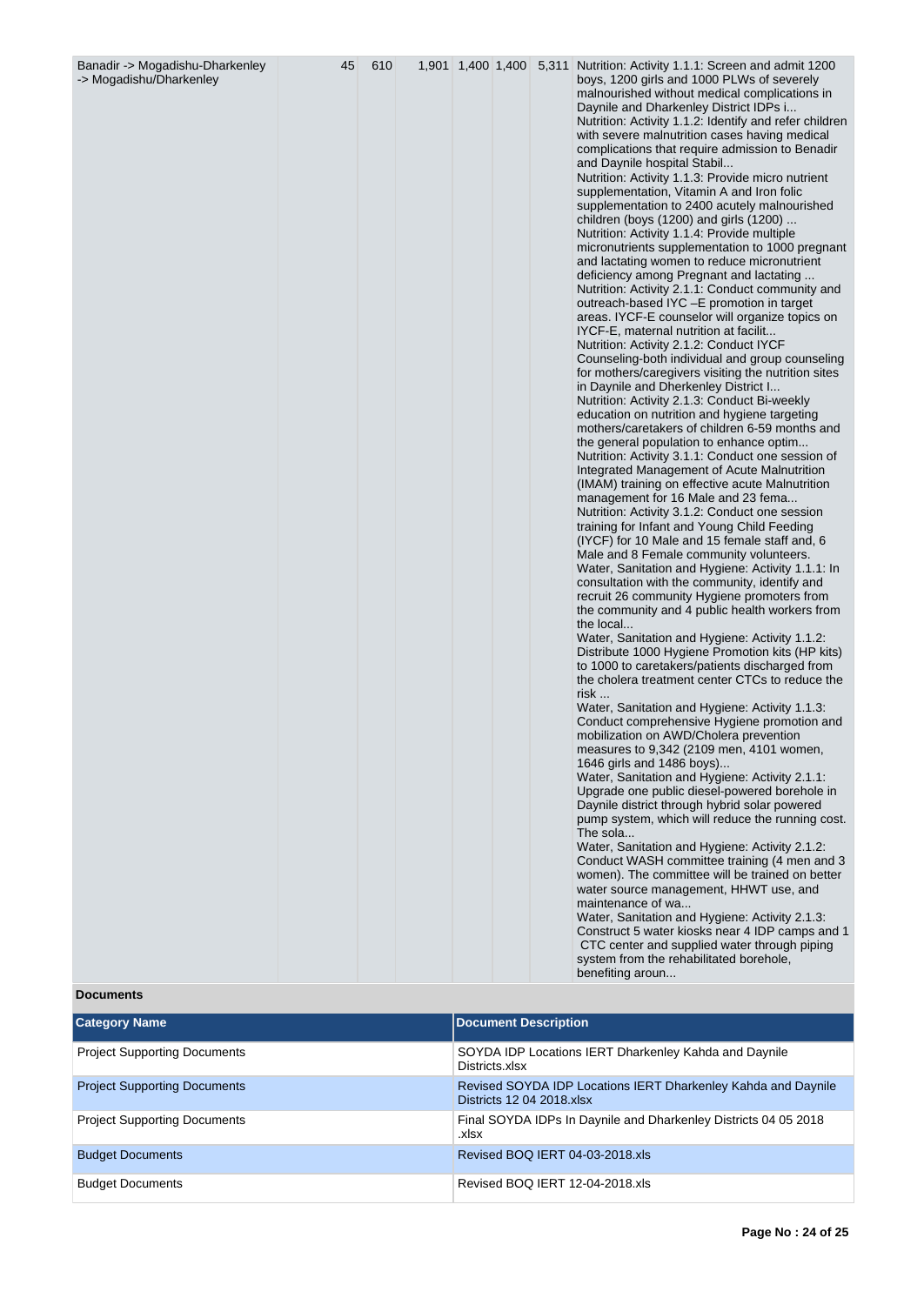| Banadir -> Mogadishu-Dharkenley -> Mogadishu/Dharkenley | 45 | 610 | 1,901 | 1,400 | 1,400 | 5,311 | Nutrition: Activity 1.1.1: Screen and admit 1200 boys, 1200 girls and 1000 PLWs of severely malnourished without medical complications in Daynile and Dharkenley District IDPs i...<br>Nutrition: Activity 1.1.2: Identify and refer children with severe malnutrition cases having medical complications that require admission to Benadir and Daynile hospital Stabil...<br>Nutrition: Activity 1.1.3: Provide micro nutrient supplementation, Vitamin A and Iron folic supplementation to 2400 acutely malnourished children (boys (1200) and girls (1200) ...<br>Nutrition: Activity 1.1.4: Provide multiple micronutrients supplementation to 1000 pregnant and lactating women to reduce micronutrient deficiency among Pregnant and lactating ...<br>Nutrition: Activity 2.1.1: Conduct community and outreach-based IYC –E promotion in target areas. IYCF-E counselor will organize topics on IYCF-E, maternal nutrition at facilit...<br>Nutrition: Activity 2.1.2: Conduct IYCF Counseling-both individual and group counseling for mothers/caregivers visiting the nutrition sites in Daynile and Dherkenley District I...<br>Nutrition: Activity 2.1.3: Conduct Bi-weekly education on nutrition and hygiene targeting mothers/caretakers of children 6-59 months and the general population to enhance optim...<br>Nutrition: Activity 3.1.1: Conduct one session of Integrated Management of Acute Malnutrition (IMAM) training on effective acute Malnutrition management for 16 Male and 23 fema...<br>Nutrition: Activity 3.1.2: Conduct one session training for Infant and Young Child Feeding (IYCF) for 10 Male and 15 female staff and, 6 Male and 8 Female community volunteers.<br>Water, Sanitation and Hygiene: Activity 1.1.1: In consultation with the community, identify and recruit 26 community Hygiene promoters from the community and 4 public health workers from the local...<br>Water, Sanitation and Hygiene: Activity 1.1.2: Distribute 1000 Hygiene Promotion kits (HP kits) to 1000 to caretakers/patients discharged from the cholera treatment center CTCs to reduce the risk ...<br>Water, Sanitation and Hygiene: Activity 1.1.3: Conduct comprehensive Hygiene promotion and mobilization on AWD/Cholera prevention measures to 9,342 (2109 men, 4101 women, 1646 girls and 1486 boys)...<br>Water, Sanitation and Hygiene: Activity 2.1.1: Upgrade one public diesel-powered borehole in Daynile district through hybrid solar powered pump system, which will reduce the running cost. The sola...<br>Water, Sanitation and Hygiene: Activity 2.1.2: Conduct WASH committee training (4 men and 3 women). The committee will be trained on better water source management, HHWT use, and maintenance of wa...<br>Water, Sanitation and Hygiene: Activity 2.1.3: Construct 5 water kiosks near 4 IDP camps and 1 CTC center and supplied water through piping system from the rehabilitated borehole, benefiting aroun... |

**Documents**

| Category Name | Document Description |
|---|---|
| Project Supporting Documents | SOYDA IDP Locations IERT Dharkenley Kahda and Daynile Districts.xlsx |
| Project Supporting Documents | Revised SOYDA IDP Locations IERT Dharkenley Kahda and Daynile Districts 12 04 2018.xlsx |
| Project Supporting Documents | Final SOYDA IDPs In Daynile and Dharkenley Districts 04 05 2018 .xlsx |
| Budget Documents | Revised BOQ IERT 04-03-2018.xls |
| Budget Documents | Revised BOQ IERT 12-04-2018.xls |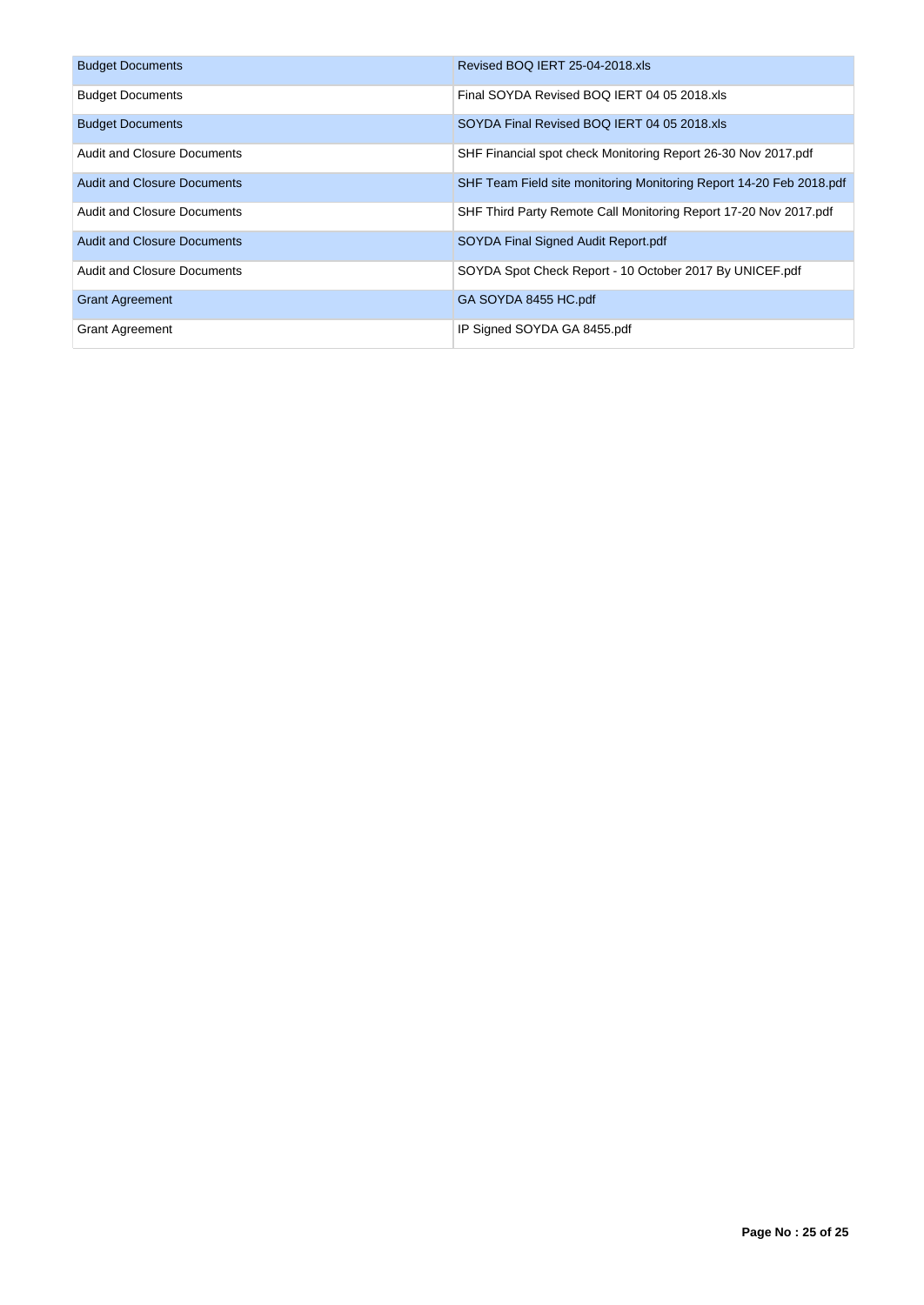| | |
|---|---|
| Budget Documents | Revised BOQ IERT 25-04-2018.xls |
| Budget Documents | Final SOYDA Revised BOQ IERT 04 05 2018.xls |
| Budget Documents | SOYDA Final Revised BOQ IERT 04 05 2018.xls |
| Audit and Closure Documents | SHF Financial spot check Monitoring Report 26-30 Nov 2017.pdf |
| Audit and Closure Documents | SHF Team Field site monitoring Monitoring Report 14-20 Feb 2018.pdf |
| Audit and Closure Documents | SHF Third Party Remote Call Monitoring Report 17-20 Nov 2017.pdf |
| Audit and Closure Documents | SOYDA Final Signed Audit Report.pdf |
| Audit and Closure Documents | SOYDA Spot Check Report - 10 October 2017 By UNICEF.pdf |
| Grant Agreement | GA SOYDA 8455 HC.pdf |
| Grant Agreement | IP Signed SOYDA GA 8455.pdf |